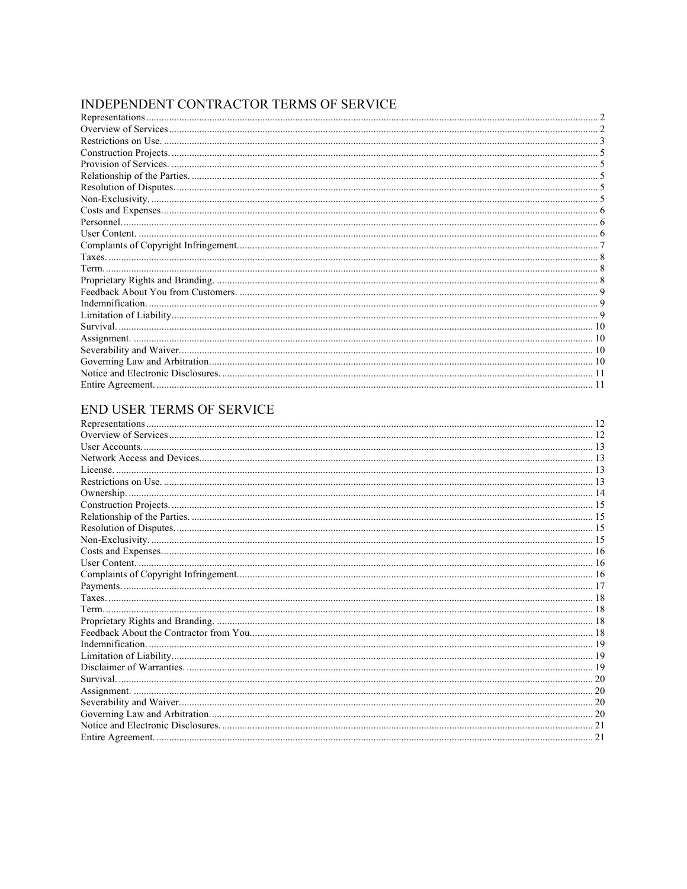## INDEPENDENT CONTRACTOR TERMS OF SERVICE

Representations ........................................................................................................................ 2
Overview of Services ................................................................................................................. 2
Restrictions on Use. ................................................................................................................... 3
Construction Projects. ................................................................................................................ 5
Provision of Services. ................................................................................................................ 5
Relationship of the Parties. ........................................................................................................ 5
Resolution of Disputes. .............................................................................................................. 5
Non-Exclusivity. ........................................................................................................................ 5
Costs and Expenses. ................................................................................................................... 6
Personnel. ................................................................................................................................... 6
User Content. ............................................................................................................................. 6
Complaints of Copyright Infringement. ..................................................................................... 7
Taxes. ......................................................................................................................................... 8
Term. .......................................................................................................................................... 8
Proprietary Rights and Branding. .............................................................................................. 8
Feedback About You from Customers. ..................................................................................... 9
Indemnification. ......................................................................................................................... 9
Limitation of Liability. ............................................................................................................... 9
Survival. ................................................................................................................................... 10
Assignment. ............................................................................................................................. 10
Severability and Waiver. .......................................................................................................... 10
Governing Law and Arbitration. .............................................................................................. 10
Notice and Electronic Disclosures. .......................................................................................... 11
Entire Agreement. .................................................................................................................... 11

## END USER TERMS OF SERVICE

Representations ........................................................................................................................ 12
Overview of Services ............................................................................................................... 12
User Accounts. ......................................................................................................................... 13
Network Access and Devices. .................................................................................................. 13
License. .................................................................................................................................... 13
Restrictions on Use. ................................................................................................................. 13
Ownership. ............................................................................................................................... 14
Construction Projects. .............................................................................................................. 15
Relationship of the Parties. ...................................................................................................... 15
Resolution of Disputes. ............................................................................................................ 15
Non-Exclusivity. ...................................................................................................................... 15
Costs and Expenses. ................................................................................................................. 16
User Content. ........................................................................................................................... 16
Complaints of Copyright Infringement. ................................................................................... 16
Payments. ................................................................................................................................. 17
Taxes. ....................................................................................................................................... 18
Term. ........................................................................................................................................ 18
Proprietary Rights and Branding. ............................................................................................ 18
Feedback About the Contractor from You. .............................................................................. 18
Indemnification. ....................................................................................................................... 19
Limitation of Liability. ............................................................................................................. 19
Disclaimer of Warranties. ........................................................................................................ 19
Survival. ................................................................................................................................... 20
Assignment. ............................................................................................................................. 20
Severability and Waiver. .......................................................................................................... 20
Governing Law and Arbitration. .............................................................................................. 20
Notice and Electronic Disclosures. .......................................................................................... 21
Entire Agreement. .................................................................................................................... 21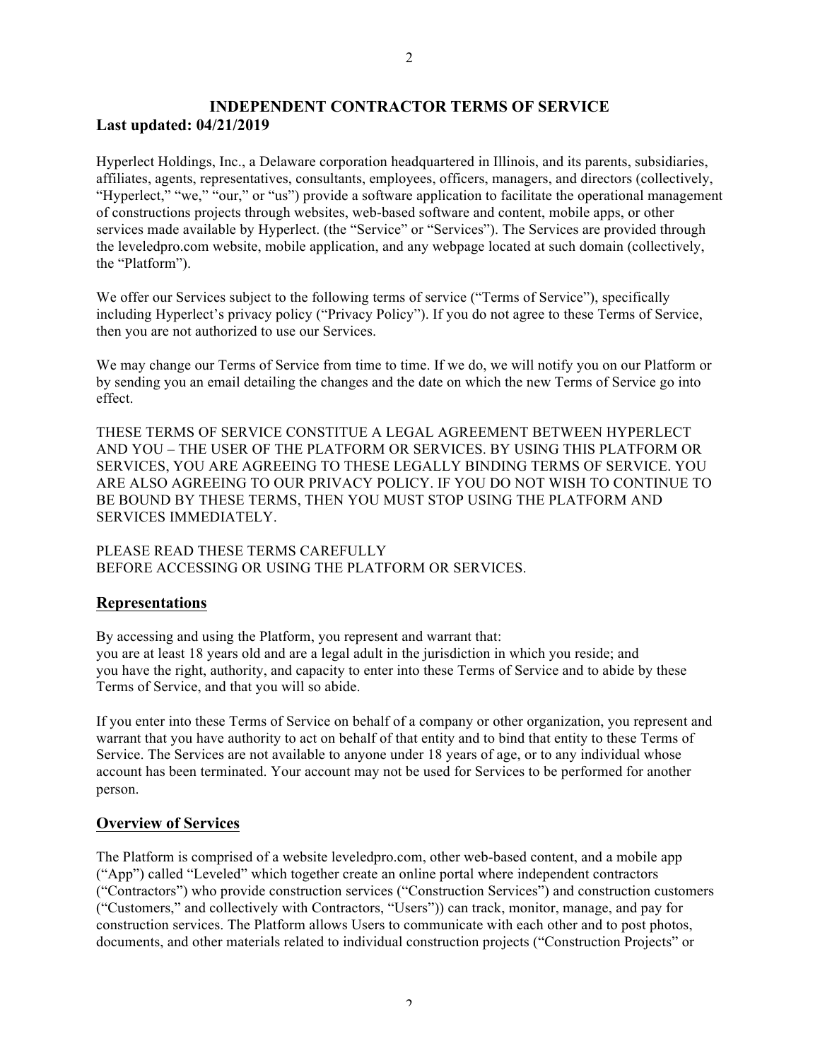# INDEPENDENT CONTRACTOR TERMS OF SERVICE

**Last updated: 04/21/2019**

Hyperlect Holdings, Inc., a Delaware corporation headquartered in Illinois, and its parents, subsidiaries, affiliates, agents, representatives, consultants, employees, officers, managers, and directors (collectively, "Hyperlect," "we," "our," or "us") provide a software application to facilitate the operational management of constructions projects through websites, web-based software and content, mobile apps, or other services made available by Hyperlect. (the "Service" or "Services"). The Services are provided through the leveledpro.com website, mobile application, and any webpage located at such domain (collectively, the "Platform").

We offer our Services subject to the following terms of service ("Terms of Service"), specifically including Hyperlect's privacy policy ("Privacy Policy"). If you do not agree to these Terms of Service, then you are not authorized to use our Services.

We may change our Terms of Service from time to time. If we do, we will notify you on our Platform or by sending you an email detailing the changes and the date on which the new Terms of Service go into effect.

THESE TERMS OF SERVICE CONSTITUE A LEGAL AGREEMENT BETWEEN HYPERLECT AND YOU – THE USER OF THE PLATFORM OR SERVICES. BY USING THIS PLATFORM OR SERVICES, YOU ARE AGREEING TO THESE LEGALLY BINDING TERMS OF SERVICE. YOU ARE ALSO AGREEING TO OUR PRIVACY POLICY. IF YOU DO NOT WISH TO CONTINUE TO BE BOUND BY THESE TERMS, THEN YOU MUST STOP USING THE PLATFORM AND SERVICES IMMEDIATELY.

PLEASE READ THESE TERMS CAREFULLY
BEFORE ACCESSING OR USING THE PLATFORM OR SERVICES.

## Representations

By accessing and using the Platform, you represent and warrant that:
you are at least 18 years old and are a legal adult in the jurisdiction in which you reside; and
you have the right, authority, and capacity to enter into these Terms of Service and to abide by these Terms of Service, and that you will so abide.

If you enter into these Terms of Service on behalf of a company or other organization, you represent and warrant that you have authority to act on behalf of that entity and to bind that entity to these Terms of Service. The Services are not available to anyone under 18 years of age, or to any individual whose account has been terminated. Your account may not be used for Services to be performed for another person.

## Overview of Services

The Platform is comprised of a website leveledpro.com, other web-based content, and a mobile app ("App") called "Leveled" which together create an online portal where independent contractors ("Contractors") who provide construction services ("Construction Services") and construction customers ("Customers," and collectively with Contractors, "Users")) can track, monitor, manage, and pay for construction services. The Platform allows Users to communicate with each other and to post photos, documents, and other materials related to individual construction projects ("Construction Projects" or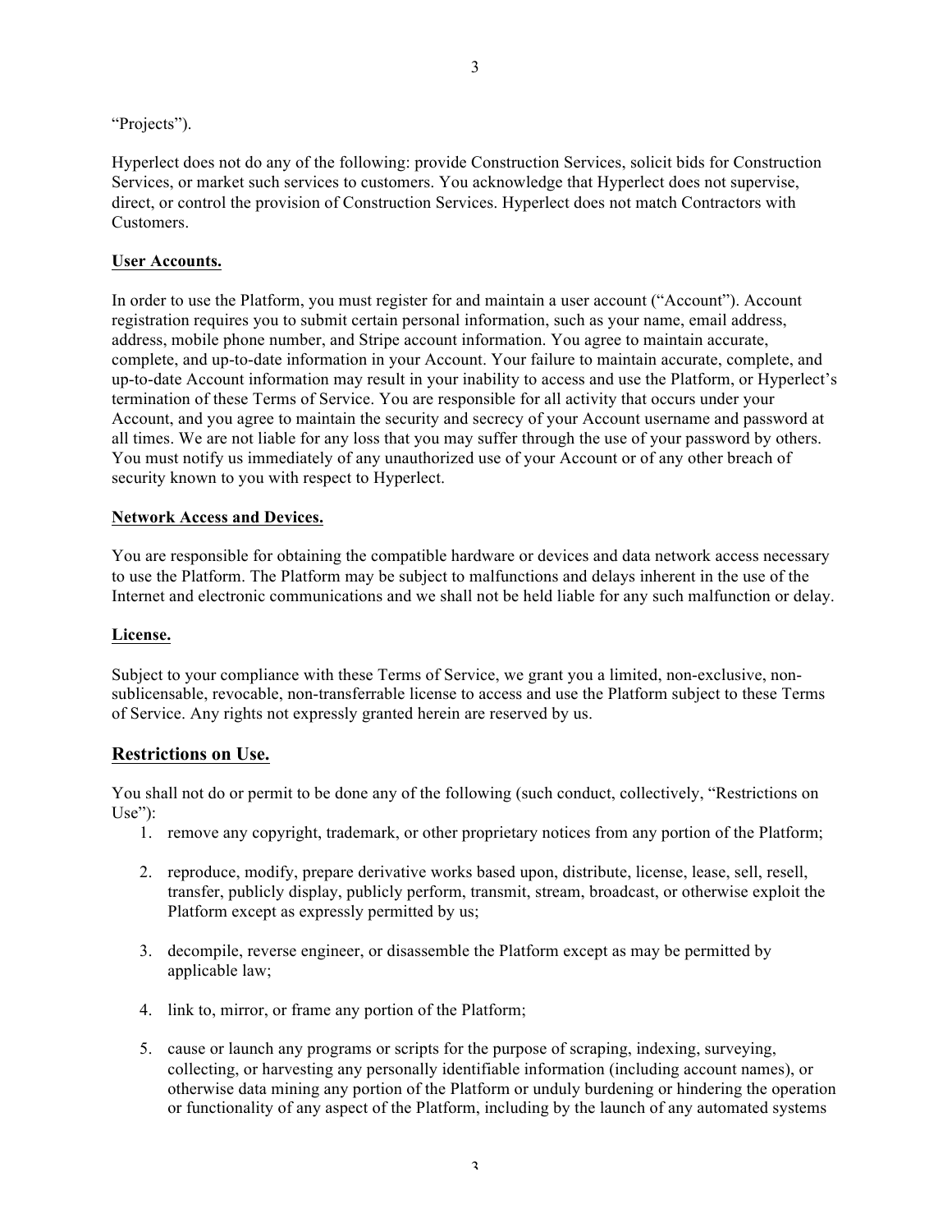"Projects").

Hyperlect does not do any of the following: provide Construction Services, solicit bids for Construction Services, or market such services to customers. You acknowledge that Hyperlect does not supervise, direct, or control the provision of Construction Services. Hyperlect does not match Contractors with Customers.

**User Accounts.**

In order to use the Platform, you must register for and maintain a user account ("Account"). Account registration requires you to submit certain personal information, such as your name, email address, address, mobile phone number, and Stripe account information. You agree to maintain accurate, complete, and up-to-date information in your Account. Your failure to maintain accurate, complete, and up-to-date Account information may result in your inability to access and use the Platform, or Hyperlect's termination of these Terms of Service. You are responsible for all activity that occurs under your Account, and you agree to maintain the security and secrecy of your Account username and password at all times. We are not liable for any loss that you may suffer through the use of your password by others. You must notify us immediately of any unauthorized use of your Account or of any other breach of security known to you with respect to Hyperlect.

**Network Access and Devices.**

You are responsible for obtaining the compatible hardware or devices and data network access necessary to use the Platform. The Platform may be subject to malfunctions and delays inherent in the use of the Internet and electronic communications and we shall not be held liable for any such malfunction or delay.

**License.**

Subject to your compliance with these Terms of Service, we grant you a limited, non-exclusive, non-sublicensable, revocable, non-transferrable license to access and use the Platform subject to these Terms of Service. Any rights not expressly granted herein are reserved by us.

## Restrictions on Use.

You shall not do or permit to be done any of the following (such conduct, collectively, "Restrictions on Use"):

1. remove any copyright, trademark, or other proprietary notices from any portion of the Platform;

2. reproduce, modify, prepare derivative works based upon, distribute, license, lease, sell, resell, transfer, publicly display, publicly perform, transmit, stream, broadcast, or otherwise exploit the Platform except as expressly permitted by us;

3. decompile, reverse engineer, or disassemble the Platform except as may be permitted by applicable law;

4. link to, mirror, or frame any portion of the Platform;

5. cause or launch any programs or scripts for the purpose of scraping, indexing, surveying, collecting, or harvesting any personally identifiable information (including account names), or otherwise data mining any portion of the Platform or unduly burdening or hindering the operation or functionality of any aspect of the Platform, including by the launch of any automated systems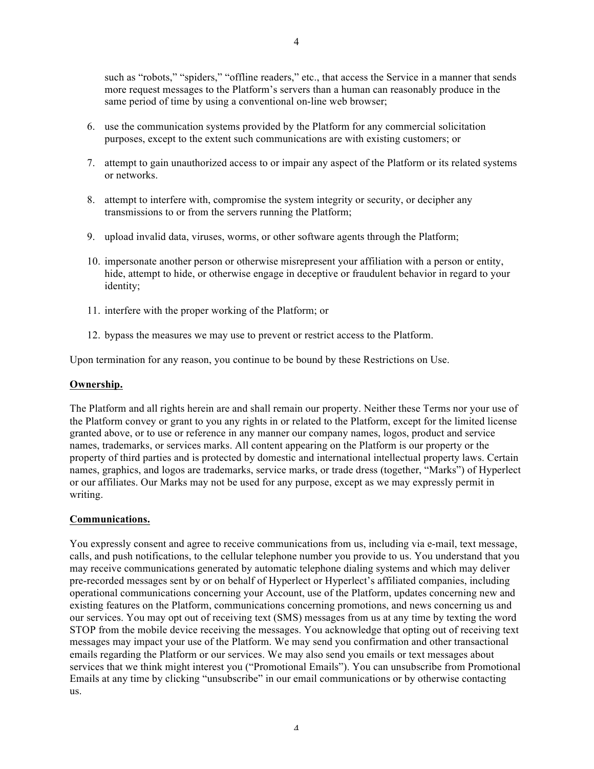such as “robots,” “spiders,” “offline readers,” etc., that access the Service in a manner that sends more request messages to the Platform’s servers than a human can reasonably produce in the same period of time by using a conventional on-line web browser;

6. use the communication systems provided by the Platform for any commercial solicitation purposes, except to the extent such communications are with existing customers; or
7. attempt to gain unauthorized access to or impair any aspect of the Platform or its related systems or networks.
8. attempt to interfere with, compromise the system integrity or security, or decipher any transmissions to or from the servers running the Platform;
9. upload invalid data, viruses, worms, or other software agents through the Platform;
10. impersonate another person or otherwise misrepresent your affiliation with a person or entity, hide, attempt to hide, or otherwise engage in deceptive or fraudulent behavior in regard to your identity;
11. interfere with the proper working of the Platform; or
12. bypass the measures we may use to prevent or restrict access to the Platform.

Upon termination for any reason, you continue to be bound by these Restrictions on Use.

**Ownership.**

The Platform and all rights herein are and shall remain our property. Neither these Terms nor your use of the Platform convey or grant to you any rights in or related to the Platform, except for the limited license granted above, or to use or reference in any manner our company names, logos, product and service names, trademarks, or services marks. All content appearing on the Platform is our property or the property of third parties and is protected by domestic and international intellectual property laws. Certain names, graphics, and logos are trademarks, service marks, or trade dress (together, “Marks”) of Hyperlect or our affiliates. Our Marks may not be used for any purpose, except as we may expressly permit in writing.

**Communications.**

You expressly consent and agree to receive communications from us, including via e-mail, text message, calls, and push notifications, to the cellular telephone number you provide to us. You understand that you may receive communications generated by automatic telephone dialing systems and which may deliver pre-recorded messages sent by or on behalf of Hyperlect or Hyperlect’s affiliated companies, including operational communications concerning your Account, use of the Platform, updates concerning new and existing features on the Platform, communications concerning promotions, and news concerning us and our services. You may opt out of receiving text (SMS) messages from us at any time by texting the word STOP from the mobile device receiving the messages. You acknowledge that opting out of receiving text messages may impact your use of the Platform. We may send you confirmation and other transactional emails regarding the Platform or our services. We may also send you emails or text messages about services that we think might interest you (“Promotional Emails”). You can unsubscribe from Promotional Emails at any time by clicking “unsubscribe” in our email communications or by otherwise contacting us.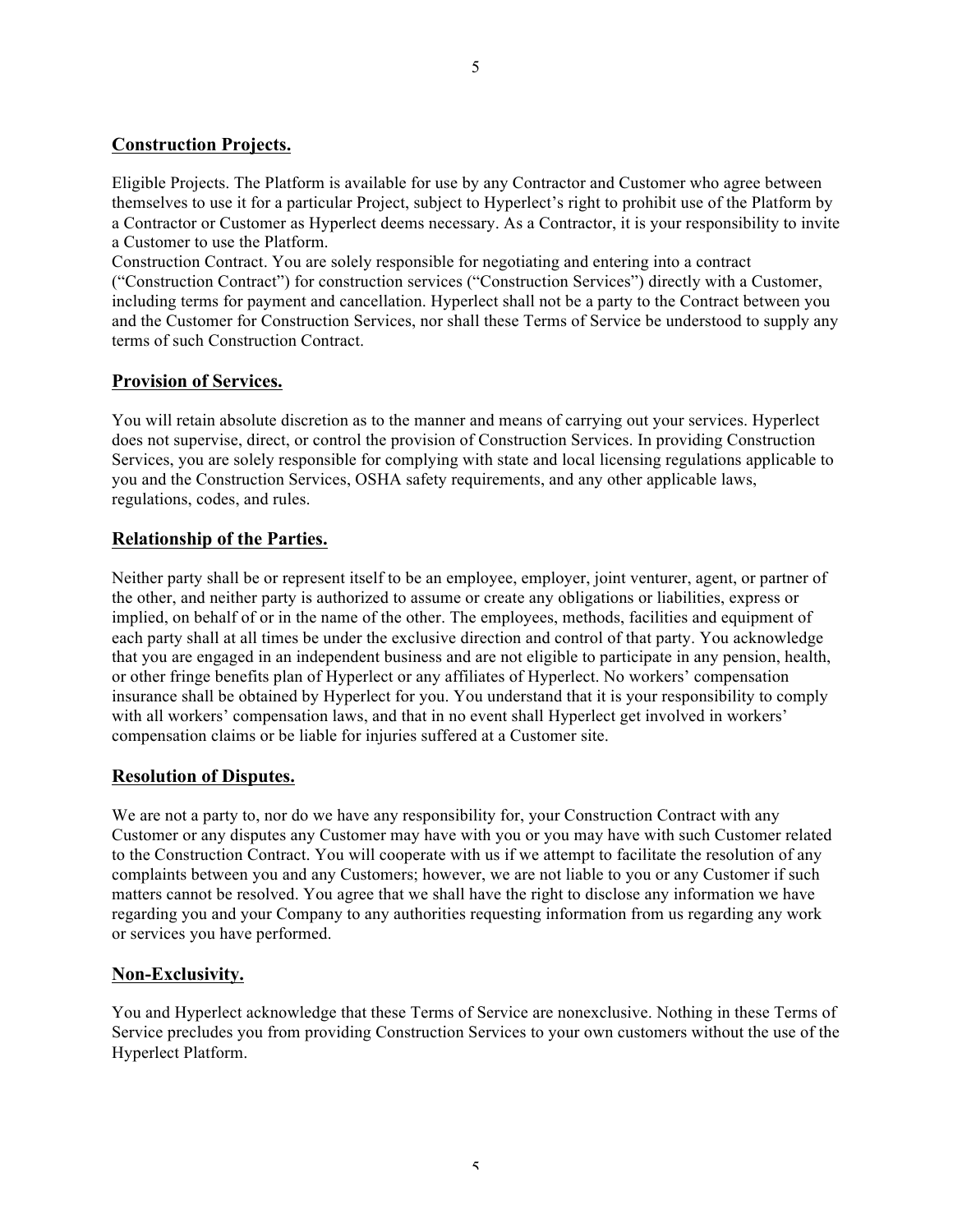## **Construction Projects.**

Eligible Projects. The Platform is available for use by any Contractor and Customer who agree between themselves to use it for a particular Project, subject to Hyperlect's right to prohibit use of the Platform by a Contractor or Customer as Hyperlect deems necessary. As a Contractor, it is your responsibility to invite a Customer to use the Platform.

Construction Contract. You are solely responsible for negotiating and entering into a contract ("Construction Contract") for construction services ("Construction Services") directly with a Customer, including terms for payment and cancellation. Hyperlect shall not be a party to the Contract between you and the Customer for Construction Services, nor shall these Terms of Service be understood to supply any terms of such Construction Contract.

## **Provision of Services.**

You will retain absolute discretion as to the manner and means of carrying out your services. Hyperlect does not supervise, direct, or control the provision of Construction Services. In providing Construction Services, you are solely responsible for complying with state and local licensing regulations applicable to you and the Construction Services, OSHA safety requirements, and any other applicable laws, regulations, codes, and rules.

## **Relationship of the Parties.**

Neither party shall be or represent itself to be an employee, employer, joint venturer, agent, or partner of the other, and neither party is authorized to assume or create any obligations or liabilities, express or implied, on behalf of or in the name of the other. The employees, methods, facilities and equipment of each party shall at all times be under the exclusive direction and control of that party. You acknowledge that you are engaged in an independent business and are not eligible to participate in any pension, health, or other fringe benefits plan of Hyperlect or any affiliates of Hyperlect. No workers' compensation insurance shall be obtained by Hyperlect for you. You understand that it is your responsibility to comply with all workers' compensation laws, and that in no event shall Hyperlect get involved in workers' compensation claims or be liable for injuries suffered at a Customer site.

## **Resolution of Disputes.**

We are not a party to, nor do we have any responsibility for, your Construction Contract with any Customer or any disputes any Customer may have with you or you may have with such Customer related to the Construction Contract. You will cooperate with us if we attempt to facilitate the resolution of any complaints between you and any Customers; however, we are not liable to you or any Customer if such matters cannot be resolved. You agree that we shall have the right to disclose any information we have regarding you and your Company to any authorities requesting information from us regarding any work or services you have performed.

## **Non-Exclusivity.**

You and Hyperlect acknowledge that these Terms of Service are nonexclusive. Nothing in these Terms of Service precludes you from providing Construction Services to your own customers without the use of the Hyperlect Platform.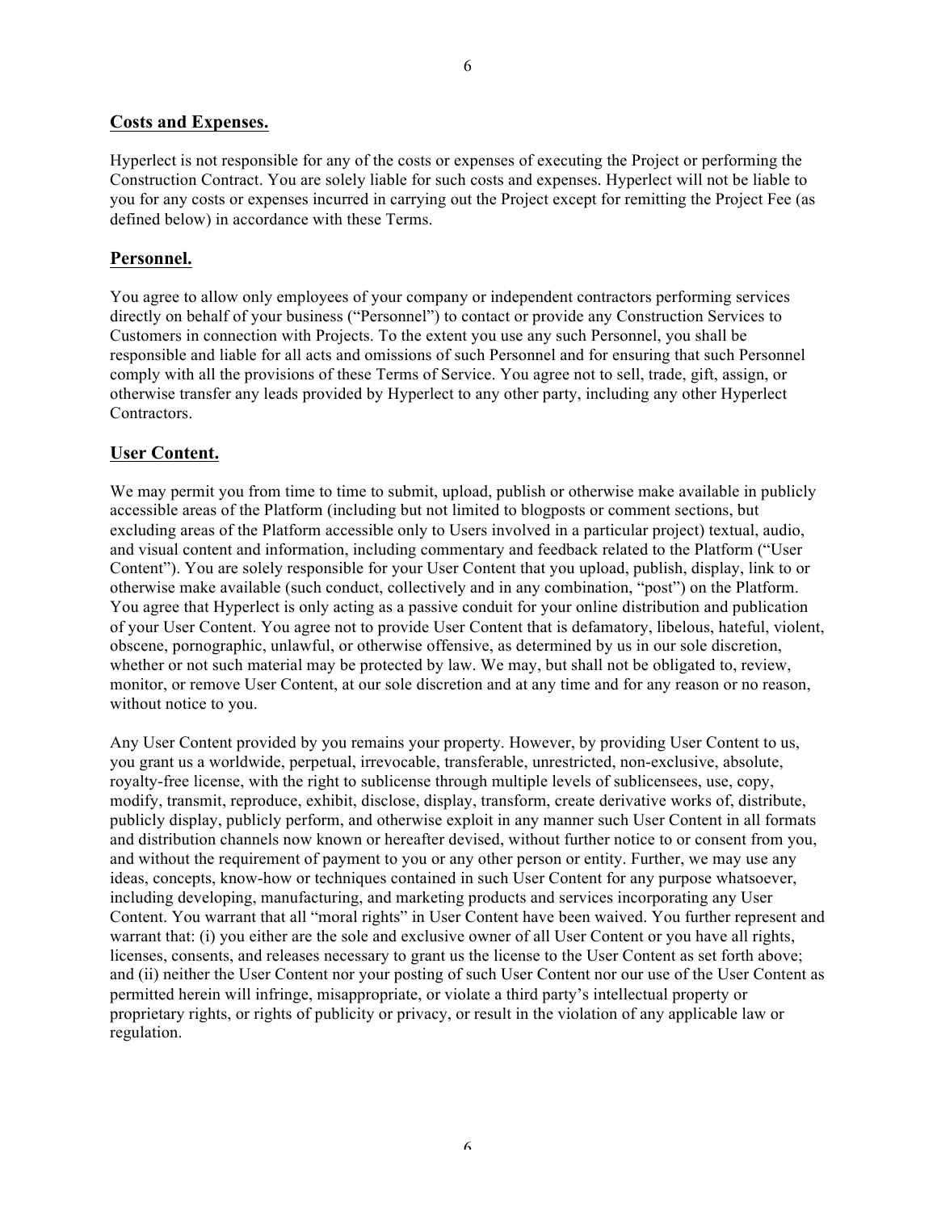## Costs and Expenses.

Hyperlect is not responsible for any of the costs or expenses of executing the Project or performing the Construction Contract. You are solely liable for such costs and expenses. Hyperlect will not be liable to you for any costs or expenses incurred in carrying out the Project except for remitting the Project Fee (as defined below) in accordance with these Terms.

## Personnel.

You agree to allow only employees of your company or independent contractors performing services directly on behalf of your business ("Personnel") to contact or provide any Construction Services to Customers in connection with Projects. To the extent you use any such Personnel, you shall be responsible and liable for all acts and omissions of such Personnel and for ensuring that such Personnel comply with all the provisions of these Terms of Service. You agree not to sell, trade, gift, assign, or otherwise transfer any leads provided by Hyperlect to any other party, including any other Hyperlect Contractors.

## User Content.

We may permit you from time to time to submit, upload, publish or otherwise make available in publicly accessible areas of the Platform (including but not limited to blogposts or comment sections, but excluding areas of the Platform accessible only to Users involved in a particular project) textual, audio, and visual content and information, including commentary and feedback related to the Platform ("User Content"). You are solely responsible for your User Content that you upload, publish, display, link to or otherwise make available (such conduct, collectively and in any combination, "post") on the Platform. You agree that Hyperlect is only acting as a passive conduit for your online distribution and publication of your User Content. You agree not to provide User Content that is defamatory, libelous, hateful, violent, obscene, pornographic, unlawful, or otherwise offensive, as determined by us in our sole discretion, whether or not such material may be protected by law. We may, but shall not be obligated to, review, monitor, or remove User Content, at our sole discretion and at any time and for any reason or no reason, without notice to you.

Any User Content provided by you remains your property. However, by providing User Content to us, you grant us a worldwide, perpetual, irrevocable, transferable, unrestricted, non-exclusive, absolute, royalty-free license, with the right to sublicense through multiple levels of sublicensees, use, copy, modify, transmit, reproduce, exhibit, disclose, display, transform, create derivative works of, distribute, publicly display, publicly perform, and otherwise exploit in any manner such User Content in all formats and distribution channels now known or hereafter devised, without further notice to or consent from you, and without the requirement of payment to you or any other person or entity. Further, we may use any ideas, concepts, know-how or techniques contained in such User Content for any purpose whatsoever, including developing, manufacturing, and marketing products and services incorporating any User Content. You warrant that all "moral rights" in User Content have been waived. You further represent and warrant that: (i) you either are the sole and exclusive owner of all User Content or you have all rights, licenses, consents, and releases necessary to grant us the license to the User Content as set forth above; and (ii) neither the User Content nor your posting of such User Content nor our use of the User Content as permitted herein will infringe, misappropriate, or violate a third party's intellectual property or proprietary rights, or rights of publicity or privacy, or result in the violation of any applicable law or regulation.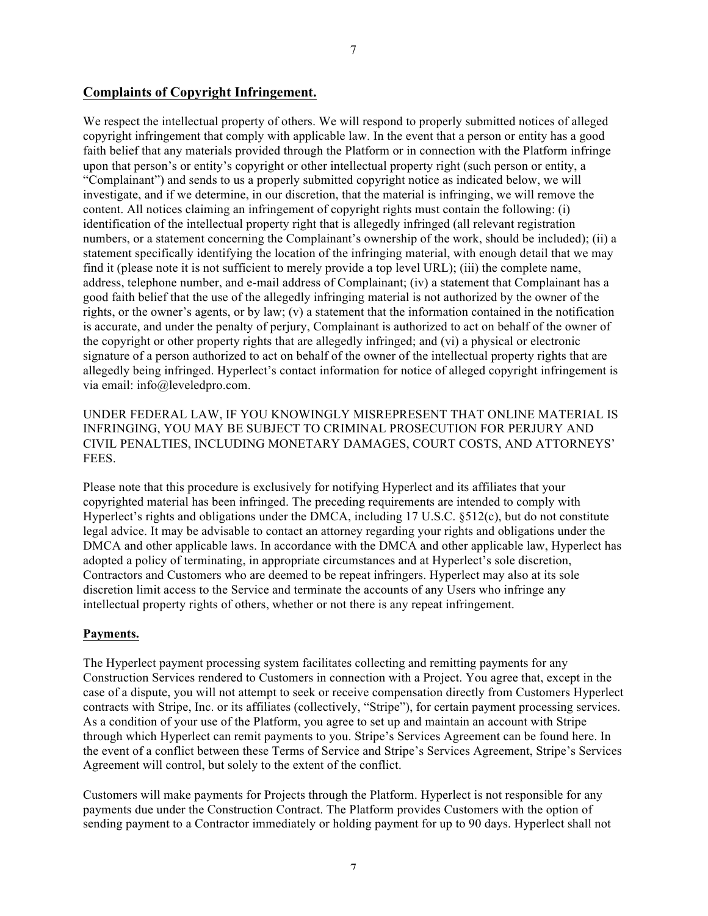## Complaints of Copyright Infringement.

We respect the intellectual property of others. We will respond to properly submitted notices of alleged copyright infringement that comply with applicable law. In the event that a person or entity has a good faith belief that any materials provided through the Platform or in connection with the Platform infringe upon that person's or entity's copyright or other intellectual property right (such person or entity, a "Complainant") and sends to us a properly submitted copyright notice as indicated below, we will investigate, and if we determine, in our discretion, that the material is infringing, we will remove the content. All notices claiming an infringement of copyright rights must contain the following: (i) identification of the intellectual property right that is allegedly infringed (all relevant registration numbers, or a statement concerning the Complainant's ownership of the work, should be included); (ii) a statement specifically identifying the location of the infringing material, with enough detail that we may find it (please note it is not sufficient to merely provide a top level URL); (iii) the complete name, address, telephone number, and e-mail address of Complainant; (iv) a statement that Complainant has a good faith belief that the use of the allegedly infringing material is not authorized by the owner of the rights, or the owner's agents, or by law; (v) a statement that the information contained in the notification is accurate, and under the penalty of perjury, Complainant is authorized to act on behalf of the owner of the copyright or other property rights that are allegedly infringed; and (vi) a physical or electronic signature of a person authorized to act on behalf of the owner of the intellectual property rights that are allegedly being infringed. Hyperlect's contact information for notice of alleged copyright infringement is via email: info@leveledpro.com.

UNDER FEDERAL LAW, IF YOU KNOWINGLY MISREPRESENT THAT ONLINE MATERIAL IS INFRINGING, YOU MAY BE SUBJECT TO CRIMINAL PROSECUTION FOR PERJURY AND CIVIL PENALTIES, INCLUDING MONETARY DAMAGES, COURT COSTS, AND ATTORNEYS' FEES.

Please note that this procedure is exclusively for notifying Hyperlect and its affiliates that your copyrighted material has been infringed. The preceding requirements are intended to comply with Hyperlect's rights and obligations under the DMCA, including 17 U.S.C. §512(c), but do not constitute legal advice. It may be advisable to contact an attorney regarding your rights and obligations under the DMCA and other applicable laws. In accordance with the DMCA and other applicable law, Hyperlect has adopted a policy of terminating, in appropriate circumstances and at Hyperlect's sole discretion, Contractors and Customers who are deemed to be repeat infringers. Hyperlect may also at its sole discretion limit access to the Service and terminate the accounts of any Users who infringe any intellectual property rights of others, whether or not there is any repeat infringement.

## Payments.

The Hyperlect payment processing system facilitates collecting and remitting payments for any Construction Services rendered to Customers in connection with a Project. You agree that, except in the case of a dispute, you will not attempt to seek or receive compensation directly from Customers Hyperlect contracts with Stripe, Inc. or its affiliates (collectively, "Stripe"), for certain payment processing services. As a condition of your use of the Platform, you agree to set up and maintain an account with Stripe through which Hyperlect can remit payments to you. Stripe's Services Agreement can be found here. In the event of a conflict between these Terms of Service and Stripe's Services Agreement, Stripe's Services Agreement will control, but solely to the extent of the conflict.

Customers will make payments for Projects through the Platform. Hyperlect is not responsible for any payments due under the Construction Contract. The Platform provides Customers with the option of sending payment to a Contractor immediately or holding payment for up to 90 days. Hyperlect shall not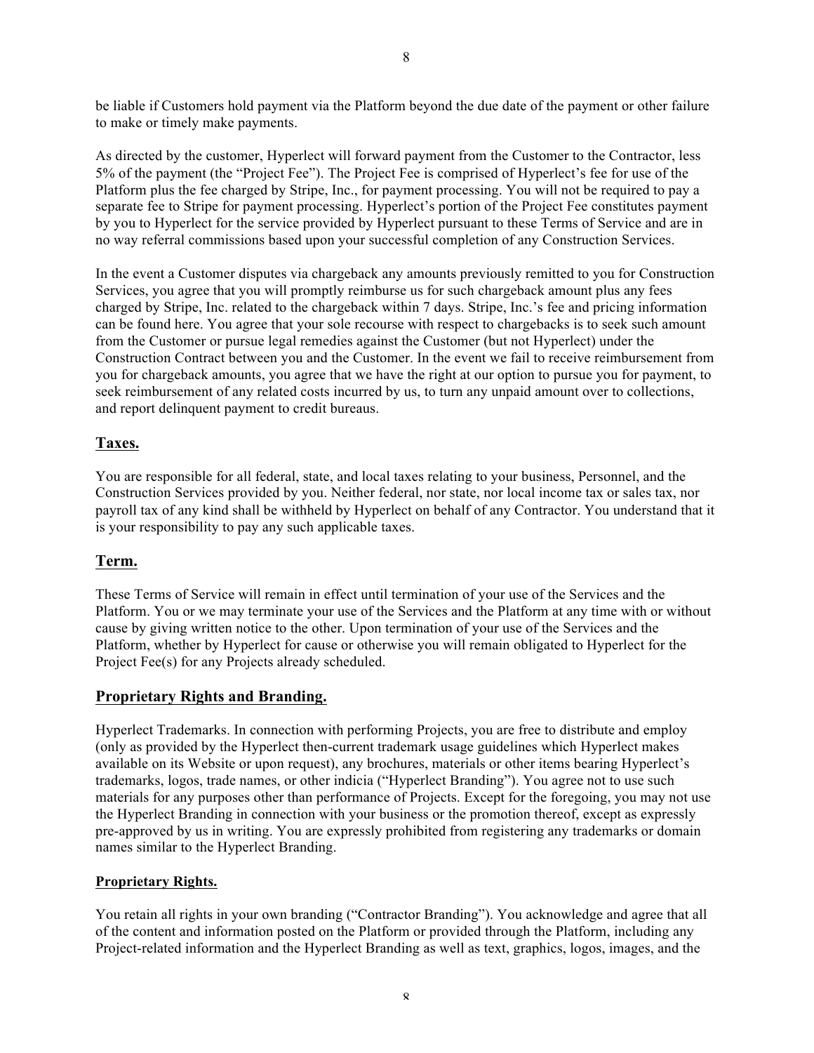be liable if Customers hold payment via the Platform beyond the due date of the payment or other failure to make or timely make payments.

As directed by the customer, Hyperlect will forward payment from the Customer to the Contractor, less 5% of the payment (the "Project Fee"). The Project Fee is comprised of Hyperlect's fee for use of the Platform plus the fee charged by Stripe, Inc., for payment processing. You will not be required to pay a separate fee to Stripe for payment processing. Hyperlect's portion of the Project Fee constitutes payment by you to Hyperlect for the service provided by Hyperlect pursuant to these Terms of Service and are in no way referral commissions based upon your successful completion of any Construction Services.

In the event a Customer disputes via chargeback any amounts previously remitted to you for Construction Services, you agree that you will promptly reimburse us for such chargeback amount plus any fees charged by Stripe, Inc. related to the chargeback within 7 days. Stripe, Inc.'s fee and pricing information can be found here. You agree that your sole recourse with respect to chargebacks is to seek such amount from the Customer or pursue legal remedies against the Customer (but not Hyperlect) under the Construction Contract between you and the Customer. In the event we fail to receive reimbursement from you for chargeback amounts, you agree that we have the right at our option to pursue you for payment, to seek reimbursement of any related costs incurred by us, to turn any unpaid amount over to collections, and report delinquent payment to credit bureaus.

## Taxes.

You are responsible for all federal, state, and local taxes relating to your business, Personnel, and the Construction Services provided by you. Neither federal, nor state, nor local income tax or sales tax, nor payroll tax of any kind shall be withheld by Hyperlect on behalf of any Contractor. You understand that it is your responsibility to pay any such applicable taxes.

## Term.

These Terms of Service will remain in effect until termination of your use of the Services and the Platform. You or we may terminate your use of the Services and the Platform at any time with or without cause by giving written notice to the other. Upon termination of your use of the Services and the Platform, whether by Hyperlect for cause or otherwise you will remain obligated to Hyperlect for the Project Fee(s) for any Projects already scheduled.

## Proprietary Rights and Branding.

Hyperlect Trademarks. In connection with performing Projects, you are free to distribute and employ (only as provided by the Hyperlect then-current trademark usage guidelines which Hyperlect makes available on its Website or upon request), any brochures, materials or other items bearing Hyperlect's trademarks, logos, trade names, or other indicia ("Hyperlect Branding"). You agree not to use such materials for any purposes other than performance of Projects. Except for the foregoing, you may not use the Hyperlect Branding in connection with your business or the promotion thereof, except as expressly pre-approved by us in writing. You are expressly prohibited from registering any trademarks or domain names similar to the Hyperlect Branding.

### Proprietary Rights.

You retain all rights in your own branding ("Contractor Branding"). You acknowledge and agree that all of the content and information posted on the Platform or provided through the Platform, including any Project-related information and the Hyperlect Branding as well as text, graphics, logos, images, and the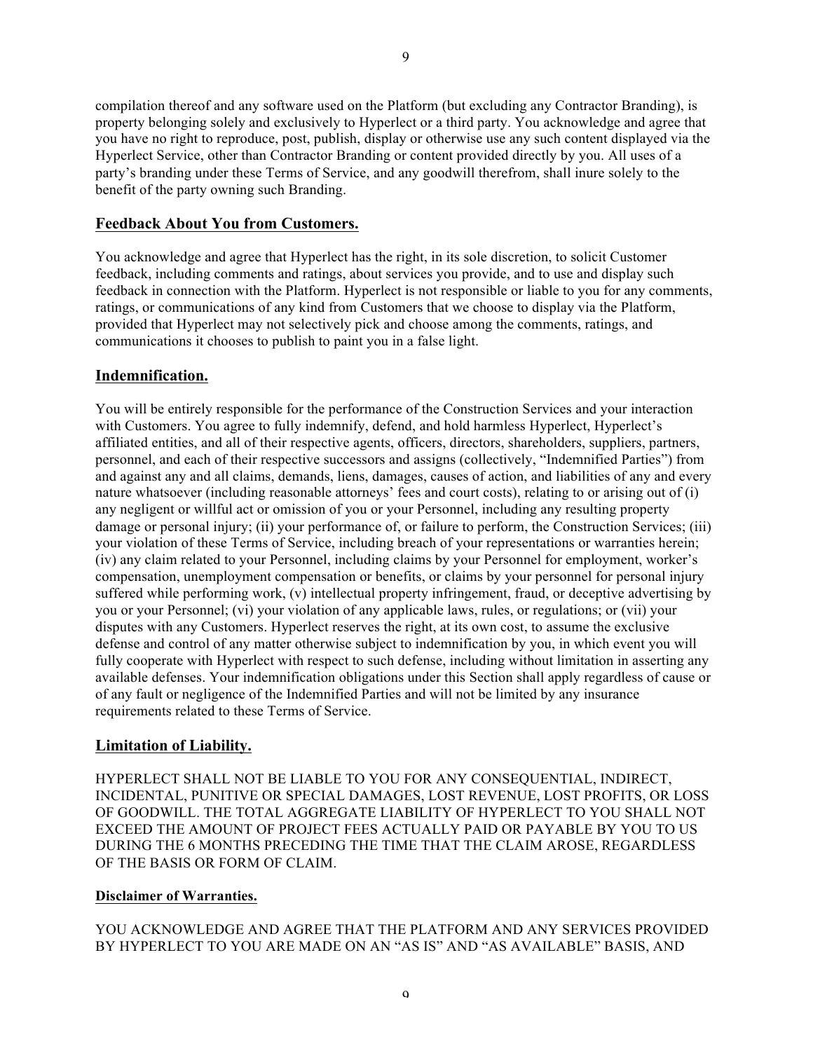compilation thereof and any software used on the Platform (but excluding any Contractor Branding), is property belonging solely and exclusively to Hyperlect or a third party. You acknowledge and agree that you have no right to reproduce, post, publish, display or otherwise use any such content displayed via the Hyperlect Service, other than Contractor Branding or content provided directly by you. All uses of a party's branding under these Terms of Service, and any goodwill therefrom, shall inure solely to the benefit of the party owning such Branding.

## Feedback About You from Customers.

You acknowledge and agree that Hyperlect has the right, in its sole discretion, to solicit Customer feedback, including comments and ratings, about services you provide, and to use and display such feedback in connection with the Platform. Hyperlect is not responsible or liable to you for any comments, ratings, or communications of any kind from Customers that we choose to display via the Platform, provided that Hyperlect may not selectively pick and choose among the comments, ratings, and communications it chooses to publish to paint you in a false light.

## Indemnification.

You will be entirely responsible for the performance of the Construction Services and your interaction with Customers. You agree to fully indemnify, defend, and hold harmless Hyperlect, Hyperlect's affiliated entities, and all of their respective agents, officers, directors, shareholders, suppliers, partners, personnel, and each of their respective successors and assigns (collectively, "Indemnified Parties") from and against any and all claims, demands, liens, damages, causes of action, and liabilities of any and every nature whatsoever (including reasonable attorneys' fees and court costs), relating to or arising out of (i) any negligent or willful act or omission of you or your Personnel, including any resulting property damage or personal injury; (ii) your performance of, or failure to perform, the Construction Services; (iii) your violation of these Terms of Service, including breach of your representations or warranties herein; (iv) any claim related to your Personnel, including claims by your Personnel for employment, worker's compensation, unemployment compensation or benefits, or claims by your personnel for personal injury suffered while performing work, (v) intellectual property infringement, fraud, or deceptive advertising by you or your Personnel; (vi) your violation of any applicable laws, rules, or regulations; or (vii) your disputes with any Customers. Hyperlect reserves the right, at its own cost, to assume the exclusive defense and control of any matter otherwise subject to indemnification by you, in which event you will fully cooperate with Hyperlect with respect to such defense, including without limitation in asserting any available defenses. Your indemnification obligations under this Section shall apply regardless of cause or of any fault or negligence of the Indemnified Parties and will not be limited by any insurance requirements related to these Terms of Service.

## Limitation of Liability.

HYPERLECT SHALL NOT BE LIABLE TO YOU FOR ANY CONSEQUENTIAL, INDIRECT, INCIDENTAL, PUNITIVE OR SPECIAL DAMAGES, LOST REVENUE, LOST PROFITS, OR LOSS OF GOODWILL. THE TOTAL AGGREGATE LIABILITY OF HYPERLECT TO YOU SHALL NOT EXCEED THE AMOUNT OF PROJECT FEES ACTUALLY PAID OR PAYABLE BY YOU TO US DURING THE 6 MONTHS PRECEDING THE TIME THAT THE CLAIM AROSE, REGARDLESS OF THE BASIS OR FORM OF CLAIM.

## Disclaimer of Warranties.

YOU ACKNOWLEDGE AND AGREE THAT THE PLATFORM AND ANY SERVICES PROVIDED BY HYPERLECT TO YOU ARE MADE ON AN "AS IS" AND "AS AVAILABLE" BASIS, AND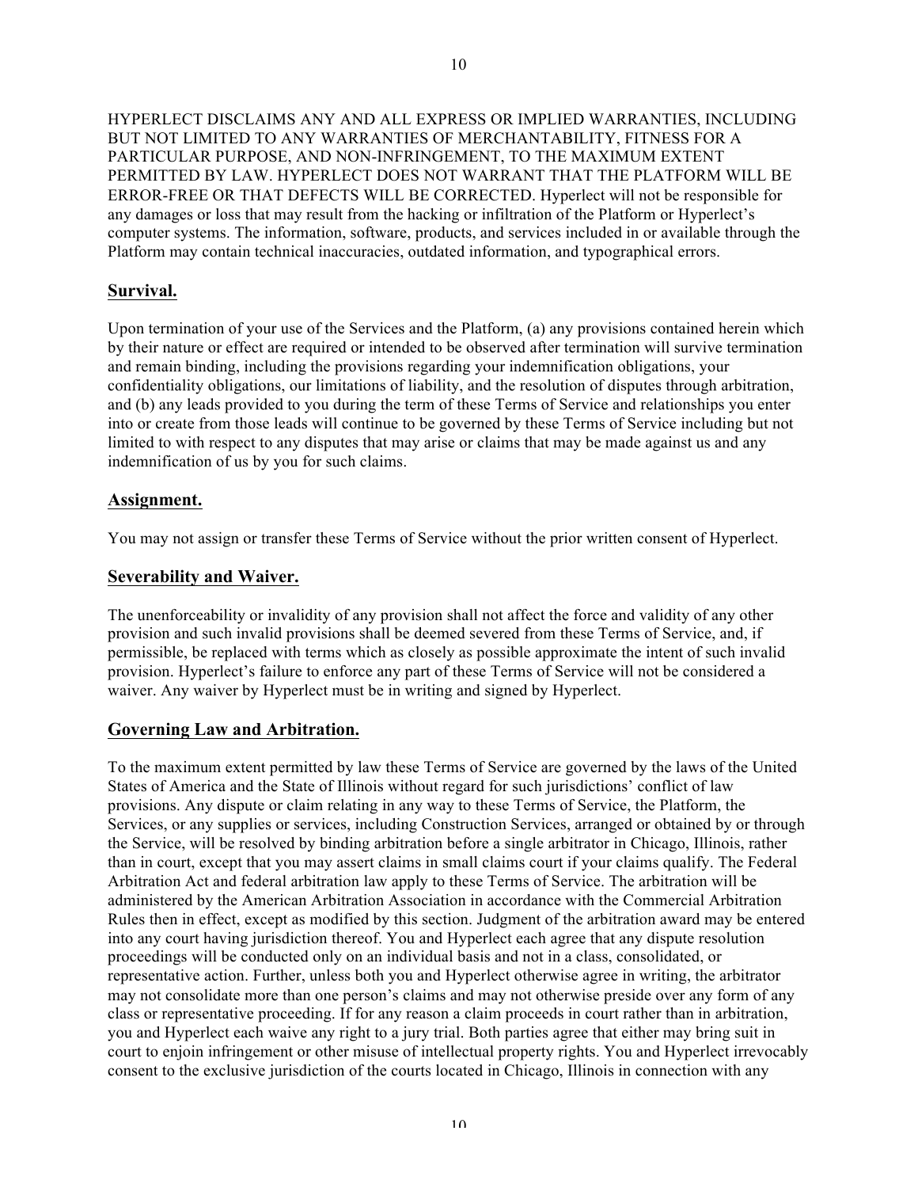HYPERLECT DISCLAIMS ANY AND ALL EXPRESS OR IMPLIED WARRANTIES, INCLUDING BUT NOT LIMITED TO ANY WARRANTIES OF MERCHANTABILITY, FITNESS FOR A PARTICULAR PURPOSE, AND NON-INFRINGEMENT, TO THE MAXIMUM EXTENT PERMITTED BY LAW. HYPERLECT DOES NOT WARRANT THAT THE PLATFORM WILL BE ERROR-FREE OR THAT DEFECTS WILL BE CORRECTED. Hyperlect will not be responsible for any damages or loss that may result from the hacking or infiltration of the Platform or Hyperlect's computer systems. The information, software, products, and services included in or available through the Platform may contain technical inaccuracies, outdated information, and typographical errors.

## Survival.

Upon termination of your use of the Services and the Platform, (a) any provisions contained herein which by their nature or effect are required or intended to be observed after termination will survive termination and remain binding, including the provisions regarding your indemnification obligations, your confidentiality obligations, our limitations of liability, and the resolution of disputes through arbitration, and (b) any leads provided to you during the term of these Terms of Service and relationships you enter into or create from those leads will continue to be governed by these Terms of Service including but not limited to with respect to any disputes that may arise or claims that may be made against us and any indemnification of us by you for such claims.

## Assignment.

You may not assign or transfer these Terms of Service without the prior written consent of Hyperlect.

## Severability and Waiver.

The unenforceability or invalidity of any provision shall not affect the force and validity of any other provision and such invalid provisions shall be deemed severed from these Terms of Service, and, if permissible, be replaced with terms which as closely as possible approximate the intent of such invalid provision. Hyperlect's failure to enforce any part of these Terms of Service will not be considered a waiver. Any waiver by Hyperlect must be in writing and signed by Hyperlect.

## Governing Law and Arbitration.

To the maximum extent permitted by law these Terms of Service are governed by the laws of the United States of America and the State of Illinois without regard for such jurisdictions' conflict of law provisions. Any dispute or claim relating in any way to these Terms of Service, the Platform, the Services, or any supplies or services, including Construction Services, arranged or obtained by or through the Service, will be resolved by binding arbitration before a single arbitrator in Chicago, Illinois, rather than in court, except that you may assert claims in small claims court if your claims qualify. The Federal Arbitration Act and federal arbitration law apply to these Terms of Service. The arbitration will be administered by the American Arbitration Association in accordance with the Commercial Arbitration Rules then in effect, except as modified by this section. Judgment of the arbitration award may be entered into any court having jurisdiction thereof. You and Hyperlect each agree that any dispute resolution proceedings will be conducted only on an individual basis and not in a class, consolidated, or representative action. Further, unless both you and Hyperlect otherwise agree in writing, the arbitrator may not consolidate more than one person's claims and may not otherwise preside over any form of any class or representative proceeding. If for any reason a claim proceeds in court rather than in arbitration, you and Hyperlect each waive any right to a jury trial. Both parties agree that either may bring suit in court to enjoin infringement or other misuse of intellectual property rights. You and Hyperlect irrevocably consent to the exclusive jurisdiction of the courts located in Chicago, Illinois in connection with any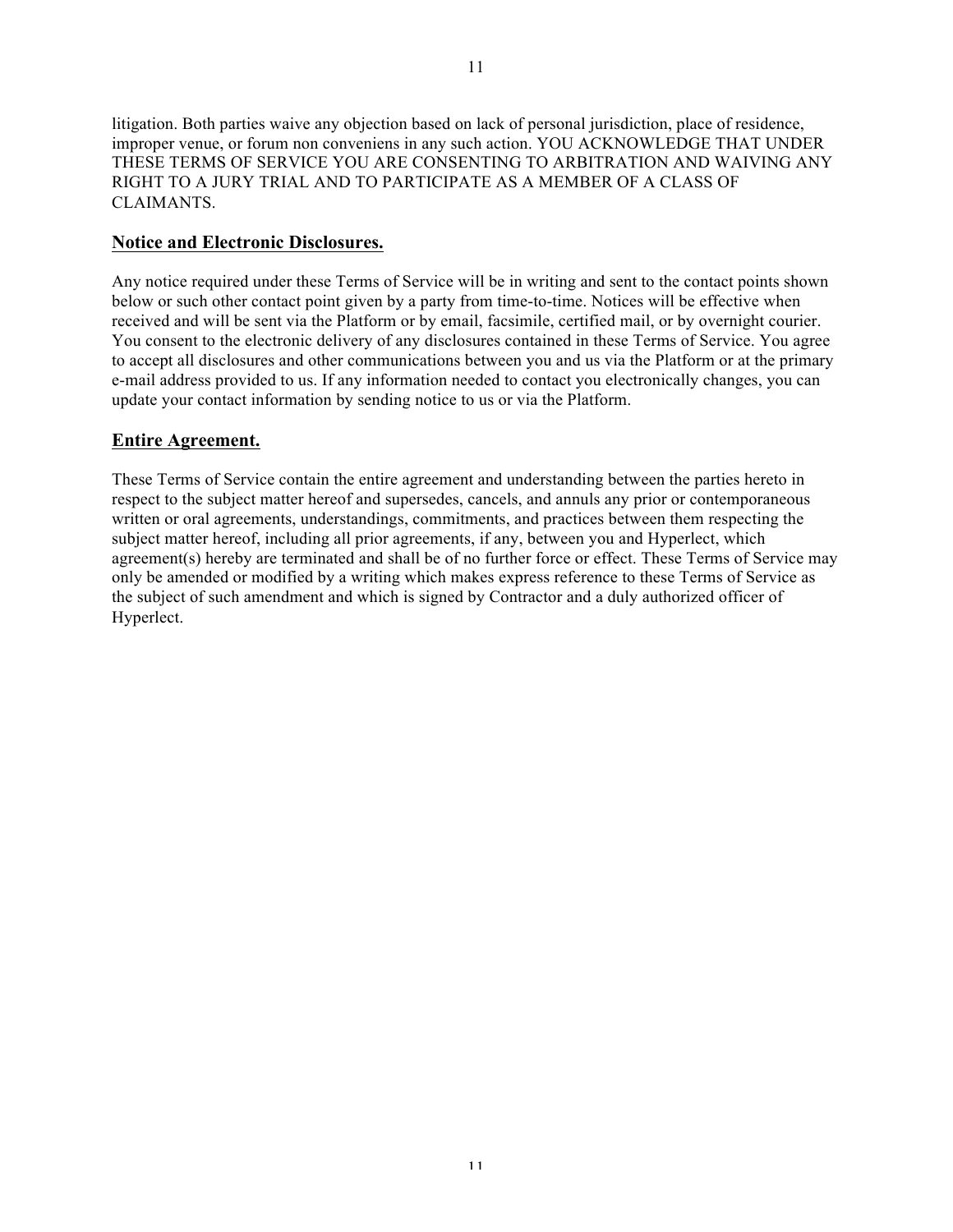litigation. Both parties waive any objection based on lack of personal jurisdiction, place of residence, improper venue, or forum non conveniens in any such action. YOU ACKNOWLEDGE THAT UNDER THESE TERMS OF SERVICE YOU ARE CONSENTING TO ARBITRATION AND WAIVING ANY RIGHT TO A JURY TRIAL AND TO PARTICIPATE AS A MEMBER OF A CLASS OF CLAIMANTS.

## **Notice and Electronic Disclosures.**

Any notice required under these Terms of Service will be in writing and sent to the contact points shown below or such other contact point given by a party from time-to-time. Notices will be effective when received and will be sent via the Platform or by email, facsimile, certified mail, or by overnight courier. You consent to the electronic delivery of any disclosures contained in these Terms of Service. You agree to accept all disclosures and other communications between you and us via the Platform or at the primary e-mail address provided to us. If any information needed to contact you electronically changes, you can update your contact information by sending notice to us or via the Platform.

## **Entire Agreement.**

These Terms of Service contain the entire agreement and understanding between the parties hereto in respect to the subject matter hereof and supersedes, cancels, and annuls any prior or contemporaneous written or oral agreements, understandings, commitments, and practices between them respecting the subject matter hereof, including all prior agreements, if any, between you and Hyperlect, which agreement(s) hereby are terminated and shall be of no further force or effect. These Terms of Service may only be amended or modified by a writing which makes express reference to these Terms of Service as the subject of such amendment and which is signed by Contractor and a duly authorized officer of Hyperlect.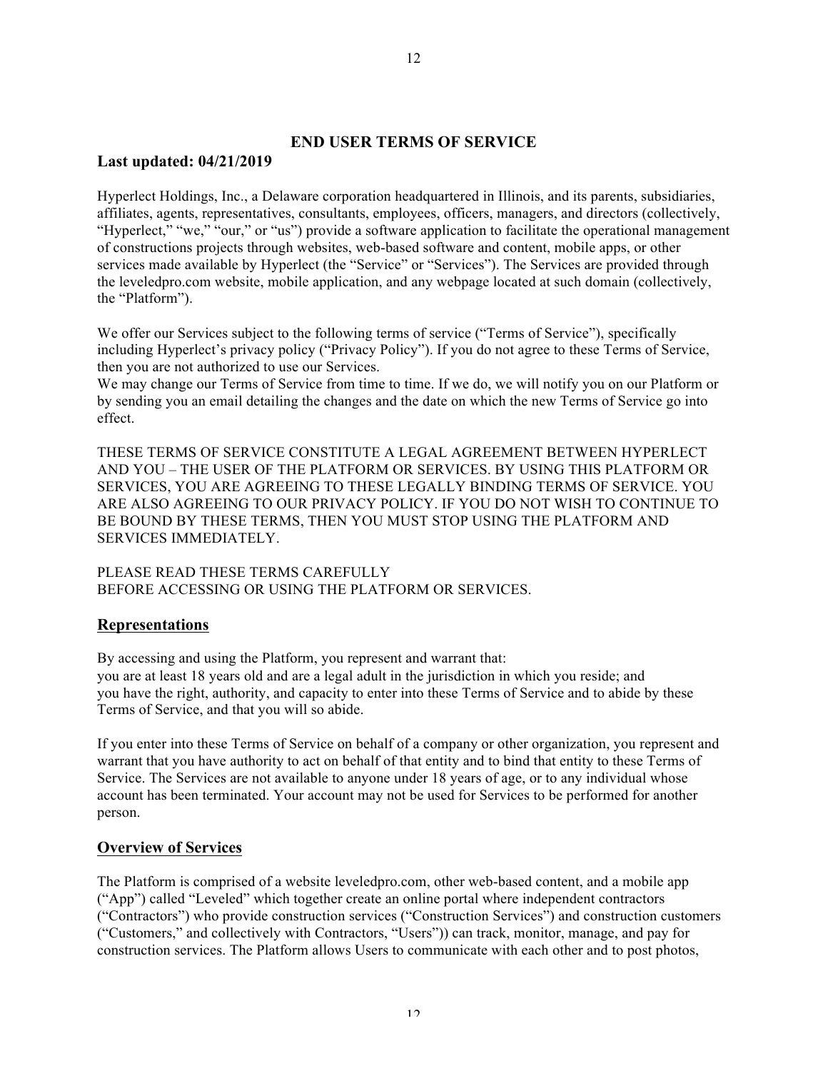## END USER TERMS OF SERVICE

**Last updated: 04/21/2019**

Hyperlect Holdings, Inc., a Delaware corporation headquartered in Illinois, and its parents, subsidiaries, affiliates, agents, representatives, consultants, employees, officers, managers, and directors (collectively, “Hyperlect,” “we,” “our,” or “us”) provide a software application to facilitate the operational management of constructions projects through websites, web-based software and content, mobile apps, or other services made available by Hyperlect (the “Service” or “Services”). The Services are provided through the leveledpro.com website, mobile application, and any webpage located at such domain (collectively, the “Platform”).

We offer our Services subject to the following terms of service (“Terms of Service”), specifically including Hyperlect’s privacy policy (“Privacy Policy”). If you do not agree to these Terms of Service, then you are not authorized to use our Services.
We may change our Terms of Service from time to time. If we do, we will notify you on our Platform or by sending you an email detailing the changes and the date on which the new Terms of Service go into effect.

THESE TERMS OF SERVICE CONSTITUTE A LEGAL AGREEMENT BETWEEN HYPERLECT AND YOU – THE USER OF THE PLATFORM OR SERVICES. BY USING THIS PLATFORM OR SERVICES, YOU ARE AGREEING TO THESE LEGALLY BINDING TERMS OF SERVICE. YOU ARE ALSO AGREEING TO OUR PRIVACY POLICY. IF YOU DO NOT WISH TO CONTINUE TO BE BOUND BY THESE TERMS, THEN YOU MUST STOP USING THE PLATFORM AND SERVICES IMMEDIATELY.

PLEASE READ THESE TERMS CAREFULLY
BEFORE ACCESSING OR USING THE PLATFORM OR SERVICES.

### Representations

By accessing and using the Platform, you represent and warrant that:
you are at least 18 years old and are a legal adult in the jurisdiction in which you reside; and
you have the right, authority, and capacity to enter into these Terms of Service and to abide by these Terms of Service, and that you will so abide.

If you enter into these Terms of Service on behalf of a company or other organization, you represent and warrant that you have authority to act on behalf of that entity and to bind that entity to these Terms of Service. The Services are not available to anyone under 18 years of age, or to any individual whose account has been terminated. Your account may not be used for Services to be performed for another person.

### Overview of Services

The Platform is comprised of a website leveledpro.com, other web-based content, and a mobile app (“App”) called “Leveled” which together create an online portal where independent contractors (“Contractors”) who provide construction services (“Construction Services”) and construction customers (“Customers,” and collectively with Contractors, “Users”)) can track, monitor, manage, and pay for construction services. The Platform allows Users to communicate with each other and to post photos,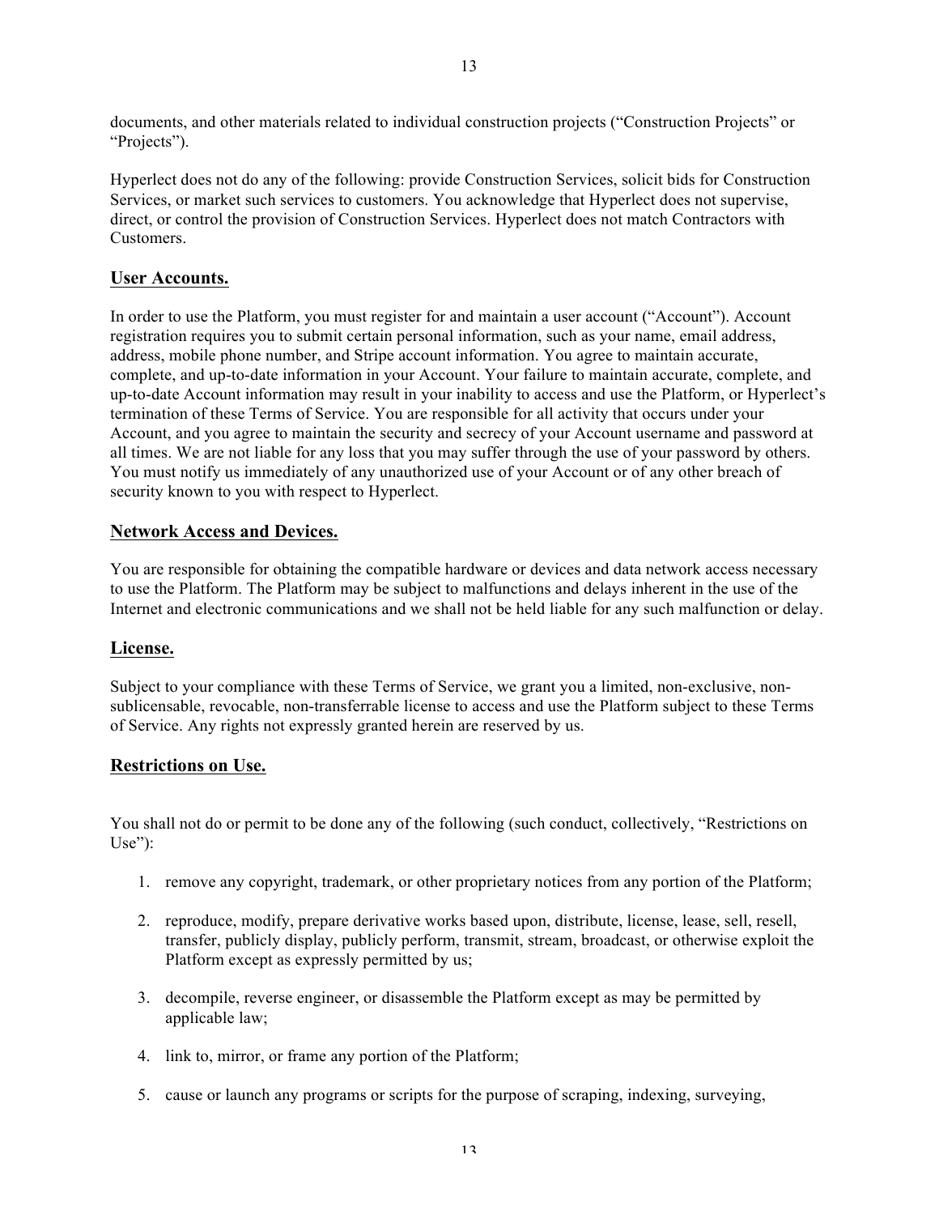documents, and other materials related to individual construction projects ("Construction Projects" or "Projects").

Hyperlect does not do any of the following: provide Construction Services, solicit bids for Construction Services, or market such services to customers. You acknowledge that Hyperlect does not supervise, direct, or control the provision of Construction Services. Hyperlect does not match Contractors with Customers.

## User Accounts.

In order to use the Platform, you must register for and maintain a user account ("Account"). Account registration requires you to submit certain personal information, such as your name, email address, address, mobile phone number, and Stripe account information. You agree to maintain accurate, complete, and up-to-date information in your Account. Your failure to maintain accurate, complete, and up-to-date Account information may result in your inability to access and use the Platform, or Hyperlect's termination of these Terms of Service. You are responsible for all activity that occurs under your Account, and you agree to maintain the security and secrecy of your Account username and password at all times. We are not liable for any loss that you may suffer through the use of your password by others. You must notify us immediately of any unauthorized use of your Account or of any other breach of security known to you with respect to Hyperlect.

## Network Access and Devices.

You are responsible for obtaining the compatible hardware or devices and data network access necessary to use the Platform. The Platform may be subject to malfunctions and delays inherent in the use of the Internet and electronic communications and we shall not be held liable for any such malfunction or delay.

## License.

Subject to your compliance with these Terms of Service, we grant you a limited, non-exclusive, non-sublicensable, revocable, non-transferrable license to access and use the Platform subject to these Terms of Service. Any rights not expressly granted herein are reserved by us.

## Restrictions on Use.

You shall not do or permit to be done any of the following (such conduct, collectively, "Restrictions on Use"):

1. remove any copyright, trademark, or other proprietary notices from any portion of the Platform;
2. reproduce, modify, prepare derivative works based upon, distribute, license, lease, sell, resell, transfer, publicly display, publicly perform, transmit, stream, broadcast, or otherwise exploit the Platform except as expressly permitted by us;
3. decompile, reverse engineer, or disassemble the Platform except as may be permitted by applicable law;
4. link to, mirror, or frame any portion of the Platform;
5. cause or launch any programs or scripts for the purpose of scraping, indexing, surveying,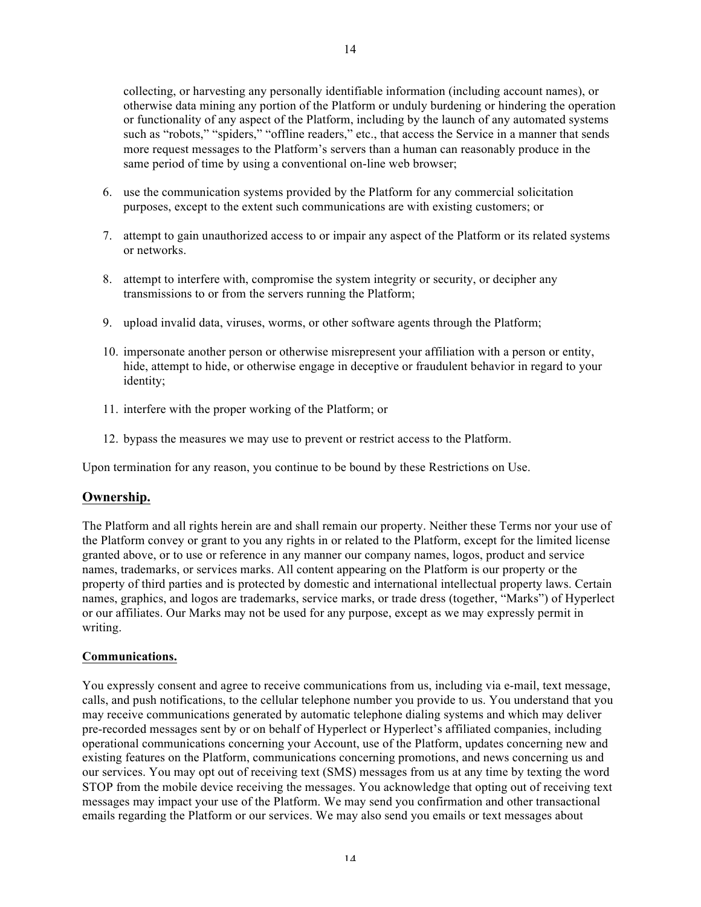collecting, or harvesting any personally identifiable information (including account names), or otherwise data mining any portion of the Platform or unduly burdening or hindering the operation or functionality of any aspect of the Platform, including by the launch of any automated systems such as "robots," "spiders," "offline readers," etc., that access the Service in a manner that sends more request messages to the Platform's servers than a human can reasonably produce in the same period of time by using a conventional on-line web browser;

6. use the communication systems provided by the Platform for any commercial solicitation purposes, except to the extent such communications are with existing customers; or

7. attempt to gain unauthorized access to or impair any aspect of the Platform or its related systems or networks.

8. attempt to interfere with, compromise the system integrity or security, or decipher any transmissions to or from the servers running the Platform;

9. upload invalid data, viruses, worms, or other software agents through the Platform;

10. impersonate another person or otherwise misrepresent your affiliation with a person or entity, hide, attempt to hide, or otherwise engage in deceptive or fraudulent behavior in regard to your identity;

11. interfere with the proper working of the Platform; or

12. bypass the measures we may use to prevent or restrict access to the Platform.

Upon termination for any reason, you continue to be bound by these Restrictions on Use.

## Ownership.

The Platform and all rights herein are and shall remain our property. Neither these Terms nor your use of the Platform convey or grant to you any rights in or related to the Platform, except for the limited license granted above, or to use or reference in any manner our company names, logos, product and service names, trademarks, or services marks. All content appearing on the Platform is our property or the property of third parties and is protected by domestic and international intellectual property laws. Certain names, graphics, and logos are trademarks, service marks, or trade dress (together, "Marks") of Hyperlect or our affiliates. Our Marks may not be used for any purpose, except as we may expressly permit in writing.

### Communications.

You expressly consent and agree to receive communications from us, including via e-mail, text message, calls, and push notifications, to the cellular telephone number you provide to us. You understand that you may receive communications generated by automatic telephone dialing systems and which may deliver pre-recorded messages sent by or on behalf of Hyperlect or Hyperlect's affiliated companies, including operational communications concerning your Account, use of the Platform, updates concerning new and existing features on the Platform, communications concerning promotions, and news concerning us and our services. You may opt out of receiving text (SMS) messages from us at any time by texting the word STOP from the mobile device receiving the messages. You acknowledge that opting out of receiving text messages may impact your use of the Platform. We may send you confirmation and other transactional emails regarding the Platform or our services. We may also send you emails or text messages about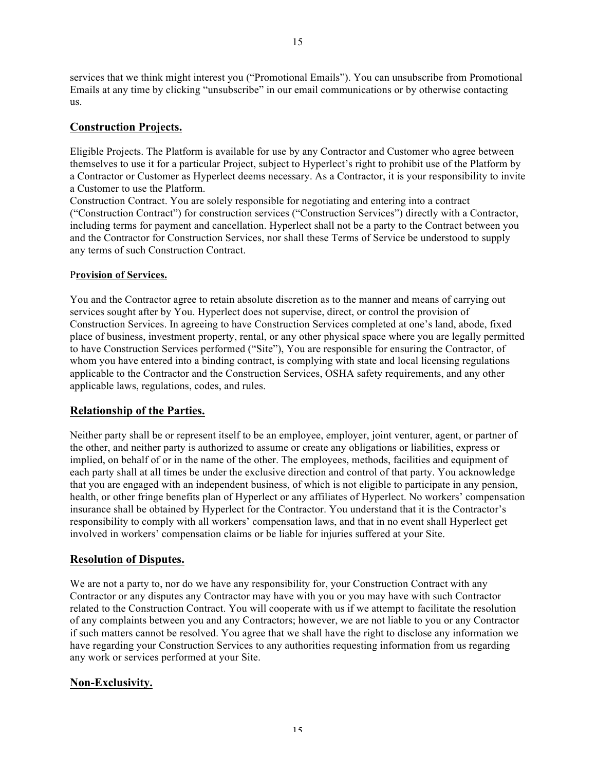services that we think might interest you ("Promotional Emails"). You can unsubscribe from Promotional Emails at any time by clicking "unsubscribe" in our email communications or by otherwise contacting us.

## Construction Projects.

Eligible Projects. The Platform is available for use by any Contractor and Customer who agree between themselves to use it for a particular Project, subject to Hyperlect's right to prohibit use of the Platform by a Contractor or Customer as Hyperlect deems necessary. As a Contractor, it is your responsibility to invite a Customer to use the Platform.

Construction Contract. You are solely responsible for negotiating and entering into a contract ("Construction Contract") for construction services ("Construction Services") directly with a Contractor, including terms for payment and cancellation. Hyperlect shall not be a party to the Contract between you and the Contractor for Construction Services, nor shall these Terms of Service be understood to supply any terms of such Construction Contract.

### P**rovision of Services.**

You and the Contractor agree to retain absolute discretion as to the manner and means of carrying out services sought after by You. Hyperlect does not supervise, direct, or control the provision of Construction Services. In agreeing to have Construction Services completed at one's land, abode, fixed place of business, investment property, rental, or any other physical space where you are legally permitted to have Construction Services performed ("Site"), You are responsible for ensuring the Contractor, of whom you have entered into a binding contract, is complying with state and local licensing regulations applicable to the Contractor and the Construction Services, OSHA safety requirements, and any other applicable laws, regulations, codes, and rules.

## Relationship of the Parties.

Neither party shall be or represent itself to be an employee, employer, joint venturer, agent, or partner of the other, and neither party is authorized to assume or create any obligations or liabilities, express or implied, on behalf of or in the name of the other. The employees, methods, facilities and equipment of each party shall at all times be under the exclusive direction and control of that party. You acknowledge that you are engaged with an independent business, of which is not eligible to participate in any pension, health, or other fringe benefits plan of Hyperlect or any affiliates of Hyperlect. No workers' compensation insurance shall be obtained by Hyperlect for the Contractor. You understand that it is the Contractor's responsibility to comply with all workers' compensation laws, and that in no event shall Hyperlect get involved in workers' compensation claims or be liable for injuries suffered at your Site.

## Resolution of Disputes.

We are not a party to, nor do we have any responsibility for, your Construction Contract with any Contractor or any disputes any Contractor may have with you or you may have with such Contractor related to the Construction Contract. You will cooperate with us if we attempt to facilitate the resolution of any complaints between you and any Contractors; however, we are not liable to you or any Contractor if such matters cannot be resolved. You agree that we shall have the right to disclose any information we have regarding your Construction Services to any authorities requesting information from us regarding any work or services performed at your Site.

## Non-Exclusivity.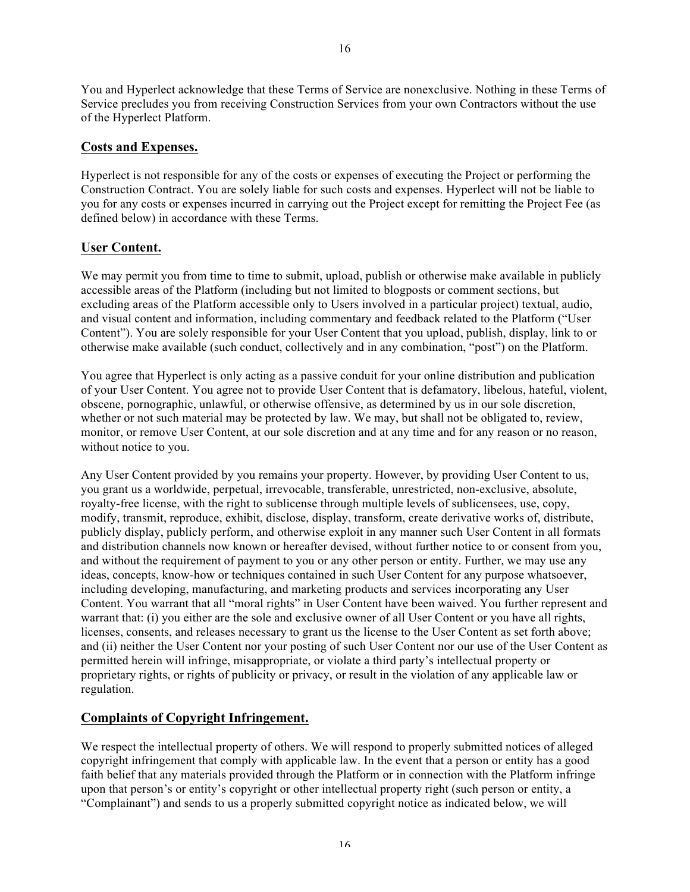You and Hyperlect acknowledge that these Terms of Service are nonexclusive. Nothing in these Terms of Service precludes you from receiving Construction Services from your own Contractors without the use of the Hyperlect Platform.

## Costs and Expenses.

Hyperlect is not responsible for any of the costs or expenses of executing the Project or performing the Construction Contract. You are solely liable for such costs and expenses. Hyperlect will not be liable to you for any costs or expenses incurred in carrying out the Project except for remitting the Project Fee (as defined below) in accordance with these Terms.

## User Content.

We may permit you from time to time to submit, upload, publish or otherwise make available in publicly accessible areas of the Platform (including but not limited to blogposts or comment sections, but excluding areas of the Platform accessible only to Users involved in a particular project) textual, audio, and visual content and information, including commentary and feedback related to the Platform ("User Content"). You are solely responsible for your User Content that you upload, publish, display, link to or otherwise make available (such conduct, collectively and in any combination, "post") on the Platform.

You agree that Hyperlect is only acting as a passive conduit for your online distribution and publication of your User Content. You agree not to provide User Content that is defamatory, libelous, hateful, violent, obscene, pornographic, unlawful, or otherwise offensive, as determined by us in our sole discretion, whether or not such material may be protected by law. We may, but shall not be obligated to, review, monitor, or remove User Content, at our sole discretion and at any time and for any reason or no reason, without notice to you.

Any User Content provided by you remains your property. However, by providing User Content to us, you grant us a worldwide, perpetual, irrevocable, transferable, unrestricted, non-exclusive, absolute, royalty-free license, with the right to sublicense through multiple levels of sublicensees, use, copy, modify, transmit, reproduce, exhibit, disclose, display, transform, create derivative works of, distribute, publicly display, publicly perform, and otherwise exploit in any manner such User Content in all formats and distribution channels now known or hereafter devised, without further notice to or consent from you, and without the requirement of payment to you or any other person or entity. Further, we may use any ideas, concepts, know-how or techniques contained in such User Content for any purpose whatsoever, including developing, manufacturing, and marketing products and services incorporating any User Content. You warrant that all "moral rights" in User Content have been waived. You further represent and warrant that: (i) you either are the sole and exclusive owner of all User Content or you have all rights, licenses, consents, and releases necessary to grant us the license to the User Content as set forth above; and (ii) neither the User Content nor your posting of such User Content nor our use of the User Content as permitted herein will infringe, misappropriate, or violate a third party's intellectual property or proprietary rights, or rights of publicity or privacy, or result in the violation of any applicable law or regulation.

## Complaints of Copyright Infringement.

We respect the intellectual property of others. We will respond to properly submitted notices of alleged copyright infringement that comply with applicable law. In the event that a person or entity has a good faith belief that any materials provided through the Platform or in connection with the Platform infringe upon that person's or entity's copyright or other intellectual property right (such person or entity, a "Complainant") and sends to us a properly submitted copyright notice as indicated below, we will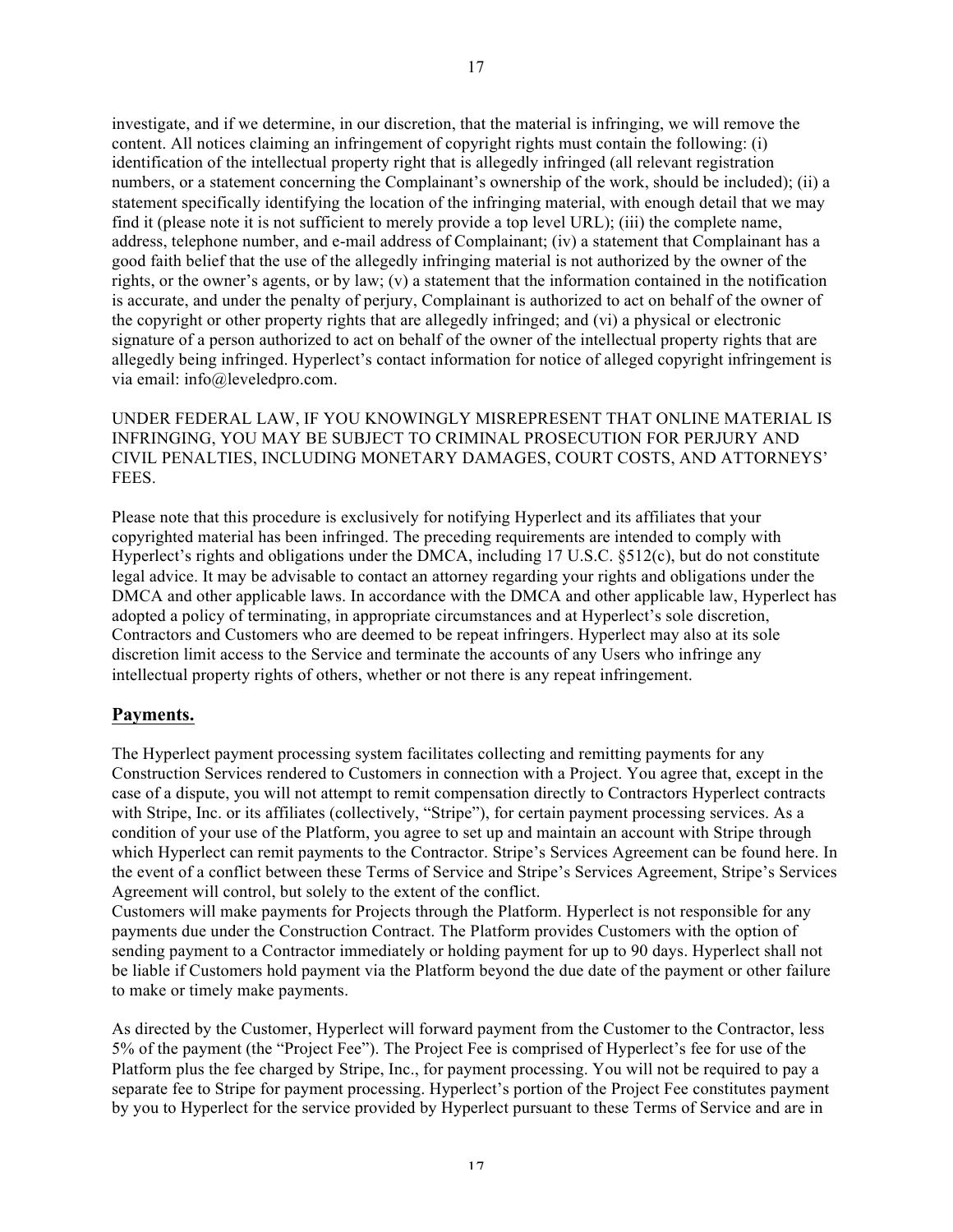investigate, and if we determine, in our discretion, that the material is infringing, we will remove the content. All notices claiming an infringement of copyright rights must contain the following: (i) identification of the intellectual property right that is allegedly infringed (all relevant registration numbers, or a statement concerning the Complainant's ownership of the work, should be included); (ii) a statement specifically identifying the location of the infringing material, with enough detail that we may find it (please note it is not sufficient to merely provide a top level URL); (iii) the complete name, address, telephone number, and e-mail address of Complainant; (iv) a statement that Complainant has a good faith belief that the use of the allegedly infringing material is not authorized by the owner of the rights, or the owner's agents, or by law; (v) a statement that the information contained in the notification is accurate, and under the penalty of perjury, Complainant is authorized to act on behalf of the owner of the copyright or other property rights that are allegedly infringed; and (vi) a physical or electronic signature of a person authorized to act on behalf of the owner of the intellectual property rights that are allegedly being infringed. Hyperlect's contact information for notice of alleged copyright infringement is via email: info@leveledpro.com.

UNDER FEDERAL LAW, IF YOU KNOWINGLY MISREPRESENT THAT ONLINE MATERIAL IS INFRINGING, YOU MAY BE SUBJECT TO CRIMINAL PROSECUTION FOR PERJURY AND CIVIL PENALTIES, INCLUDING MONETARY DAMAGES, COURT COSTS, AND ATTORNEYS' FEES.

Please note that this procedure is exclusively for notifying Hyperlect and its affiliates that your copyrighted material has been infringed. The preceding requirements are intended to comply with Hyperlect's rights and obligations under the DMCA, including 17 U.S.C. §512(c), but do not constitute legal advice. It may be advisable to contact an attorney regarding your rights and obligations under the DMCA and other applicable laws. In accordance with the DMCA and other applicable law, Hyperlect has adopted a policy of terminating, in appropriate circumstances and at Hyperlect's sole discretion, Contractors and Customers who are deemed to be repeat infringers. Hyperlect may also at its sole discretion limit access to the Service and terminate the accounts of any Users who infringe any intellectual property rights of others, whether or not there is any repeat infringement.

## Payments.

The Hyperlect payment processing system facilitates collecting and remitting payments for any Construction Services rendered to Customers in connection with a Project. You agree that, except in the case of a dispute, you will not attempt to remit compensation directly to Contractors Hyperlect contracts with Stripe, Inc. or its affiliates (collectively, "Stripe"), for certain payment processing services. As a condition of your use of the Platform, you agree to set up and maintain an account with Stripe through which Hyperlect can remit payments to the Contractor. Stripe's Services Agreement can be found here. In the event of a conflict between these Terms of Service and Stripe's Services Agreement, Stripe's Services Agreement will control, but solely to the extent of the conflict.
Customers will make payments for Projects through the Platform. Hyperlect is not responsible for any payments due under the Construction Contract. The Platform provides Customers with the option of sending payment to a Contractor immediately or holding payment for up to 90 days. Hyperlect shall not be liable if Customers hold payment via the Platform beyond the due date of the payment or other failure to make or timely make payments.

As directed by the Customer, Hyperlect will forward payment from the Customer to the Contractor, less 5% of the payment (the "Project Fee"). The Project Fee is comprised of Hyperlect's fee for use of the Platform plus the fee charged by Stripe, Inc., for payment processing. You will not be required to pay a separate fee to Stripe for payment processing. Hyperlect's portion of the Project Fee constitutes payment by you to Hyperlect for the service provided by Hyperlect pursuant to these Terms of Service and are in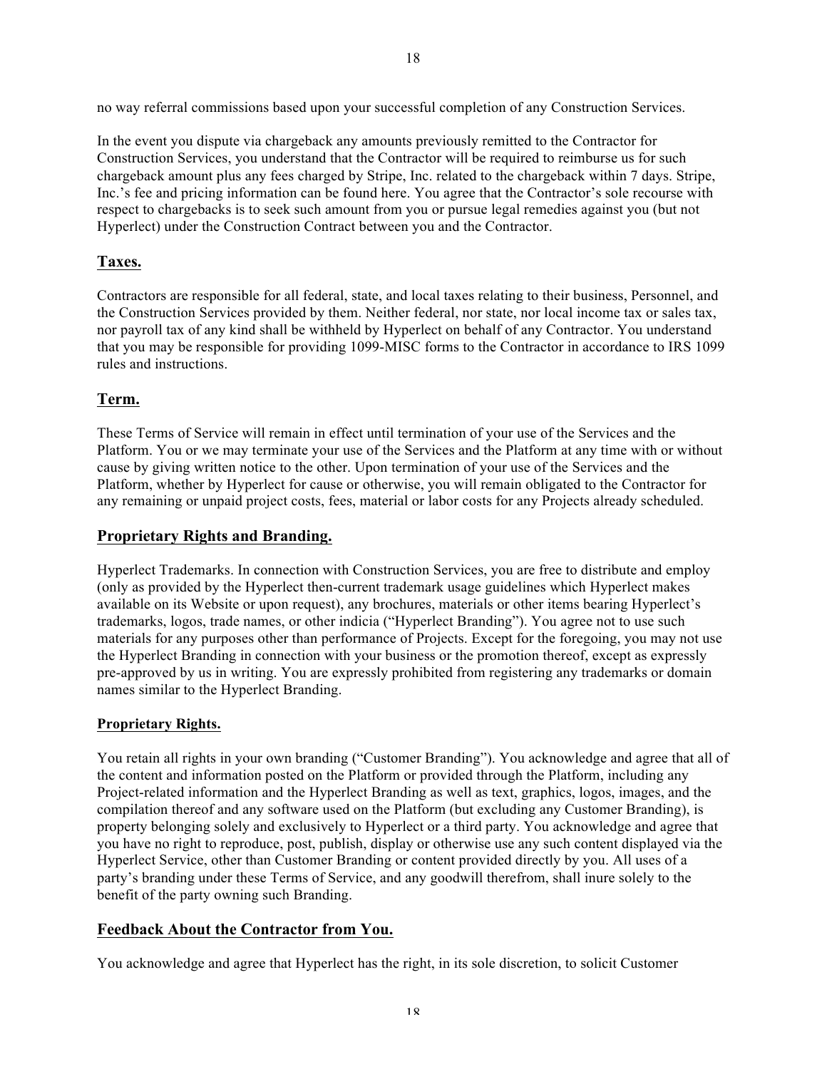no way referral commissions based upon your successful completion of any Construction Services.

In the event you dispute via chargeback any amounts previously remitted to the Contractor for Construction Services, you understand that the Contractor will be required to reimburse us for such chargeback amount plus any fees charged by Stripe, Inc. related to the chargeback within 7 days. Stripe, Inc.'s fee and pricing information can be found here. You agree that the Contractor's sole recourse with respect to chargebacks is to seek such amount from you or pursue legal remedies against you (but not Hyperlect) under the Construction Contract between you and the Contractor.

## Taxes.

Contractors are responsible for all federal, state, and local taxes relating to their business, Personnel, and the Construction Services provided by them. Neither federal, nor state, nor local income tax or sales tax, nor payroll tax of any kind shall be withheld by Hyperlect on behalf of any Contractor. You understand that you may be responsible for providing 1099-MISC forms to the Contractor in accordance to IRS 1099 rules and instructions.

## Term.

These Terms of Service will remain in effect until termination of your use of the Services and the Platform. You or we may terminate your use of the Services and the Platform at any time with or without cause by giving written notice to the other. Upon termination of your use of the Services and the Platform, whether by Hyperlect for cause or otherwise, you will remain obligated to the Contractor for any remaining or unpaid project costs, fees, material or labor costs for any Projects already scheduled.

## Proprietary Rights and Branding.

Hyperlect Trademarks. In connection with Construction Services, you are free to distribute and employ (only as provided by the Hyperlect then-current trademark usage guidelines which Hyperlect makes available on its Website or upon request), any brochures, materials or other items bearing Hyperlect's trademarks, logos, trade names, or other indicia ("Hyperlect Branding"). You agree not to use such materials for any purposes other than performance of Projects. Except for the foregoing, you may not use the Hyperlect Branding in connection with your business or the promotion thereof, except as expressly pre-approved by us in writing. You are expressly prohibited from registering any trademarks or domain names similar to the Hyperlect Branding.

### Proprietary Rights.

You retain all rights in your own branding ("Customer Branding"). You acknowledge and agree that all of the content and information posted on the Platform or provided through the Platform, including any Project-related information and the Hyperlect Branding as well as text, graphics, logos, images, and the compilation thereof and any software used on the Platform (but excluding any Customer Branding), is property belonging solely and exclusively to Hyperlect or a third party. You acknowledge and agree that you have no right to reproduce, post, publish, display or otherwise use any such content displayed via the Hyperlect Service, other than Customer Branding or content provided directly by you. All uses of a party's branding under these Terms of Service, and any goodwill therefrom, shall inure solely to the benefit of the party owning such Branding.

## Feedback About the Contractor from You.

You acknowledge and agree that Hyperlect has the right, in its sole discretion, to solicit Customer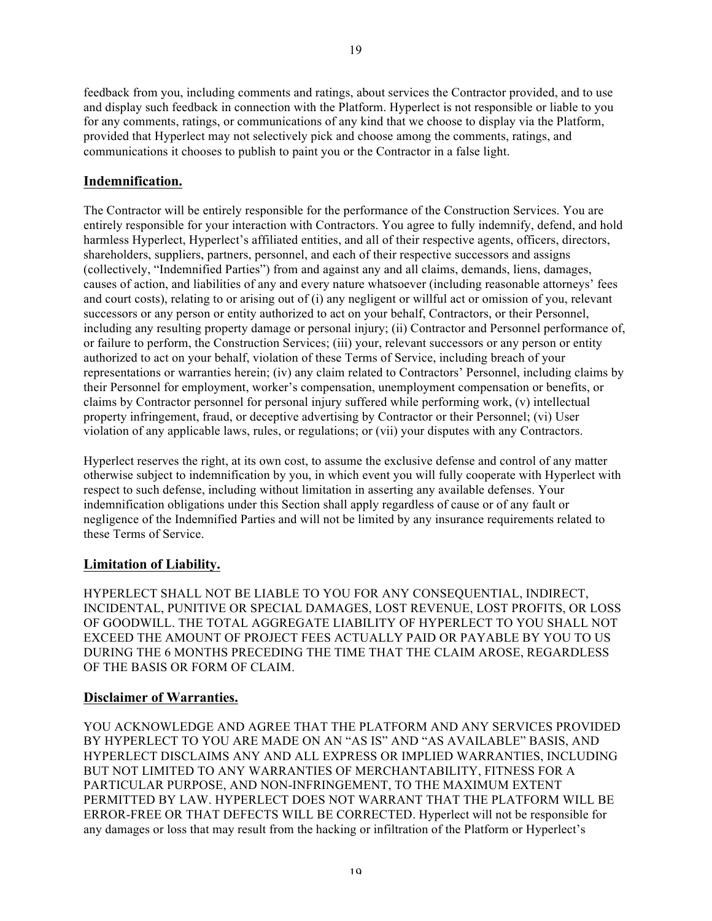feedback from you, including comments and ratings, about services the Contractor provided, and to use and display such feedback in connection with the Platform. Hyperlect is not responsible or liable to you for any comments, ratings, or communications of any kind that we choose to display via the Platform, provided that Hyperlect may not selectively pick and choose among the comments, ratings, and communications it chooses to publish to paint you or the Contractor in a false light.

## Indemnification.

The Contractor will be entirely responsible for the performance of the Construction Services. You are entirely responsible for your interaction with Contractors. You agree to fully indemnify, defend, and hold harmless Hyperlect, Hyperlect's affiliated entities, and all of their respective agents, officers, directors, shareholders, suppliers, partners, personnel, and each of their respective successors and assigns (collectively, "Indemnified Parties") from and against any and all claims, demands, liens, damages, causes of action, and liabilities of any and every nature whatsoever (including reasonable attorneys' fees and court costs), relating to or arising out of (i) any negligent or willful act or omission of you, relevant successors or any person or entity authorized to act on your behalf, Contractors, or their Personnel, including any resulting property damage or personal injury; (ii) Contractor and Personnel performance of, or failure to perform, the Construction Services; (iii) your, relevant successors or any person or entity authorized to act on your behalf, violation of these Terms of Service, including breach of your representations or warranties herein; (iv) any claim related to Contractors' Personnel, including claims by their Personnel for employment, worker's compensation, unemployment compensation or benefits, or claims by Contractor personnel for personal injury suffered while performing work, (v) intellectual property infringement, fraud, or deceptive advertising by Contractor or their Personnel; (vi) User violation of any applicable laws, rules, or regulations; or (vii) your disputes with any Contractors.

Hyperlect reserves the right, at its own cost, to assume the exclusive defense and control of any matter otherwise subject to indemnification by you, in which event you will fully cooperate with Hyperlect with respect to such defense, including without limitation in asserting any available defenses. Your indemnification obligations under this Section shall apply regardless of cause or of any fault or negligence of the Indemnified Parties and will not be limited by any insurance requirements related to these Terms of Service.

## Limitation of Liability.

HYPERLECT SHALL NOT BE LIABLE TO YOU FOR ANY CONSEQUENTIAL, INDIRECT, INCIDENTAL, PUNITIVE OR SPECIAL DAMAGES, LOST REVENUE, LOST PROFITS, OR LOSS OF GOODWILL. THE TOTAL AGGREGATE LIABILITY OF HYPERLECT TO YOU SHALL NOT EXCEED THE AMOUNT OF PROJECT FEES ACTUALLY PAID OR PAYABLE BY YOU TO US DURING THE 6 MONTHS PRECEDING THE TIME THAT THE CLAIM AROSE, REGARDLESS OF THE BASIS OR FORM OF CLAIM.

## Disclaimer of Warranties.

YOU ACKNOWLEDGE AND AGREE THAT THE PLATFORM AND ANY SERVICES PROVIDED BY HYPERLECT TO YOU ARE MADE ON AN "AS IS" AND "AS AVAILABLE" BASIS, AND HYPERLECT DISCLAIMS ANY AND ALL EXPRESS OR IMPLIED WARRANTIES, INCLUDING BUT NOT LIMITED TO ANY WARRANTIES OF MERCHANTABILITY, FITNESS FOR A PARTICULAR PURPOSE, AND NON-INFRINGEMENT, TO THE MAXIMUM EXTENT PERMITTED BY LAW. HYPERLECT DOES NOT WARRANT THAT THE PLATFORM WILL BE ERROR-FREE OR THAT DEFECTS WILL BE CORRECTED. Hyperlect will not be responsible for any damages or loss that may result from the hacking or infiltration of the Platform or Hyperlect's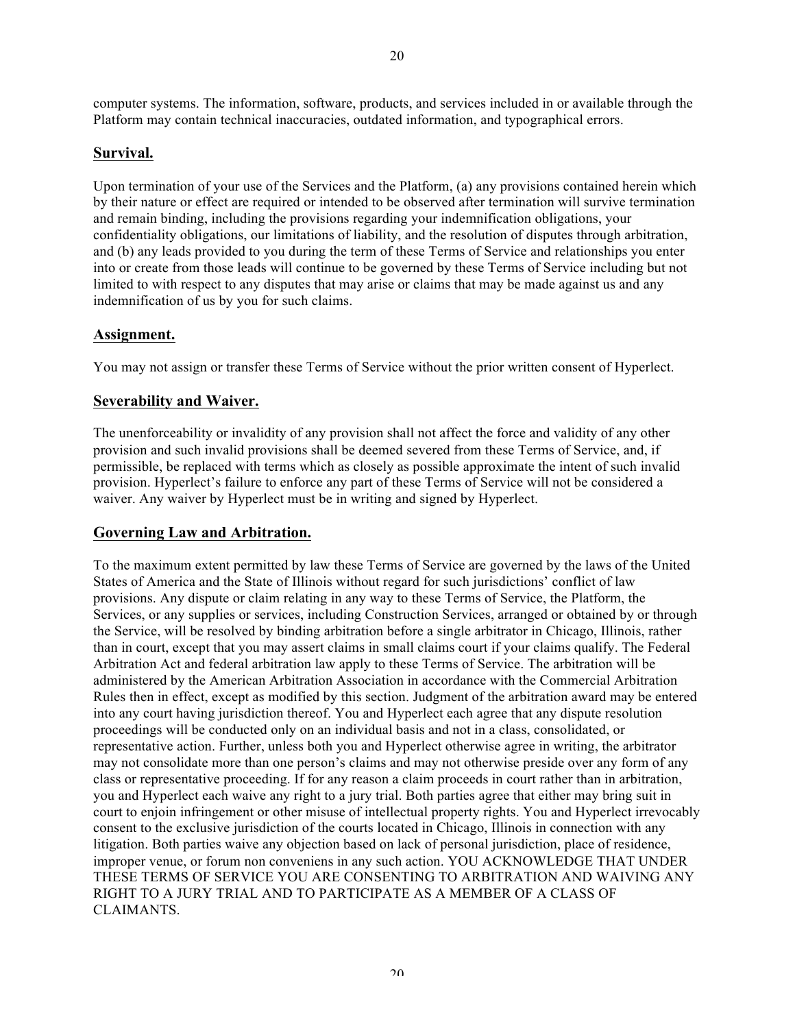computer systems. The information, software, products, and services included in or available through the Platform may contain technical inaccuracies, outdated information, and typographical errors.

## Survival.

Upon termination of your use of the Services and the Platform, (a) any provisions contained herein which by their nature or effect are required or intended to be observed after termination will survive termination and remain binding, including the provisions regarding your indemnification obligations, your confidentiality obligations, our limitations of liability, and the resolution of disputes through arbitration, and (b) any leads provided to you during the term of these Terms of Service and relationships you enter into or create from those leads will continue to be governed by these Terms of Service including but not limited to with respect to any disputes that may arise or claims that may be made against us and any indemnification of us by you for such claims.

## Assignment.

You may not assign or transfer these Terms of Service without the prior written consent of Hyperlect.

## Severability and Waiver.

The unenforceability or invalidity of any provision shall not affect the force and validity of any other provision and such invalid provisions shall be deemed severed from these Terms of Service, and, if permissible, be replaced with terms which as closely as possible approximate the intent of such invalid provision. Hyperlect's failure to enforce any part of these Terms of Service will not be considered a waiver. Any waiver by Hyperlect must be in writing and signed by Hyperlect.

## Governing Law and Arbitration.

To the maximum extent permitted by law these Terms of Service are governed by the laws of the United States of America and the State of Illinois without regard for such jurisdictions' conflict of law provisions. Any dispute or claim relating in any way to these Terms of Service, the Platform, the Services, or any supplies or services, including Construction Services, arranged or obtained by or through the Service, will be resolved by binding arbitration before a single arbitrator in Chicago, Illinois, rather than in court, except that you may assert claims in small claims court if your claims qualify. The Federal Arbitration Act and federal arbitration law apply to these Terms of Service. The arbitration will be administered by the American Arbitration Association in accordance with the Commercial Arbitration Rules then in effect, except as modified by this section. Judgment of the arbitration award may be entered into any court having jurisdiction thereof. You and Hyperlect each agree that any dispute resolution proceedings will be conducted only on an individual basis and not in a class, consolidated, or representative action. Further, unless both you and Hyperlect otherwise agree in writing, the arbitrator may not consolidate more than one person's claims and may not otherwise preside over any form of any class or representative proceeding. If for any reason a claim proceeds in court rather than in arbitration, you and Hyperlect each waive any right to a jury trial. Both parties agree that either may bring suit in court to enjoin infringement or other misuse of intellectual property rights. You and Hyperlect irrevocably consent to the exclusive jurisdiction of the courts located in Chicago, Illinois in connection with any litigation. Both parties waive any objection based on lack of personal jurisdiction, place of residence, improper venue, or forum non conveniens in any such action. YOU ACKNOWLEDGE THAT UNDER THESE TERMS OF SERVICE YOU ARE CONSENTING TO ARBITRATION AND WAIVING ANY RIGHT TO A JURY TRIAL AND TO PARTICIPATE AS A MEMBER OF A CLASS OF CLAIMANTS.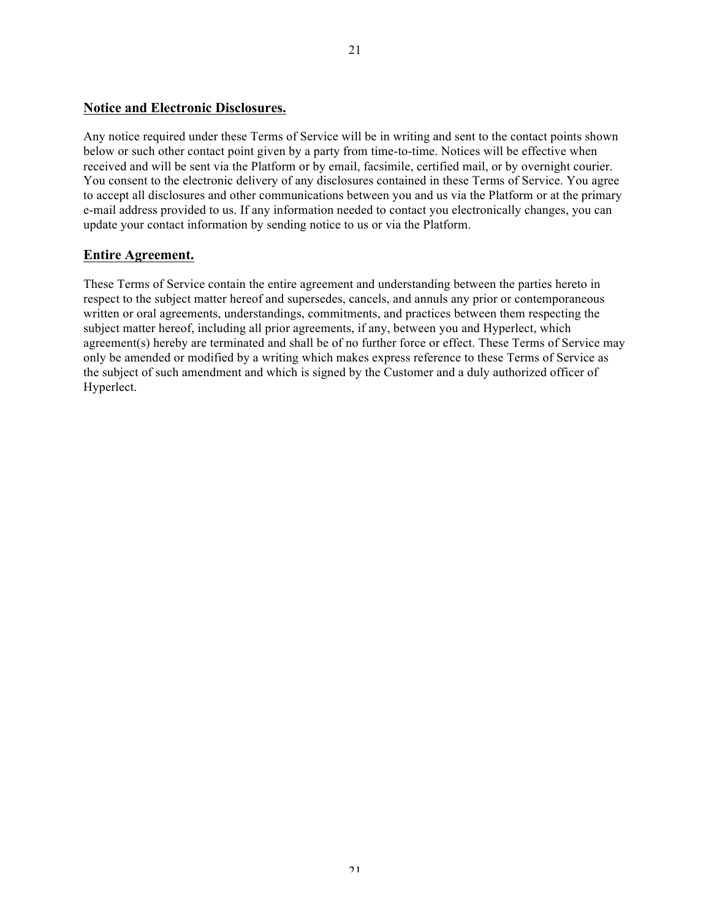## Notice and Electronic Disclosures.

Any notice required under these Terms of Service will be in writing and sent to the contact points shown below or such other contact point given by a party from time-to-time. Notices will be effective when received and will be sent via the Platform or by email, facsimile, certified mail, or by overnight courier. You consent to the electronic delivery of any disclosures contained in these Terms of Service. You agree to accept all disclosures and other communications between you and us via the Platform or at the primary e-mail address provided to us. If any information needed to contact you electronically changes, you can update your contact information by sending notice to us or via the Platform.

## Entire Agreement.

These Terms of Service contain the entire agreement and understanding between the parties hereto in respect to the subject matter hereof and supersedes, cancels, and annuls any prior or contemporaneous written or oral agreements, understandings, commitments, and practices between them respecting the subject matter hereof, including all prior agreements, if any, between you and Hyperlect, which agreement(s) hereby are terminated and shall be of no further force or effect. These Terms of Service may only be amended or modified by a writing which makes express reference to these Terms of Service as the subject of such amendment and which is signed by the Customer and a duly authorized officer of Hyperlect.